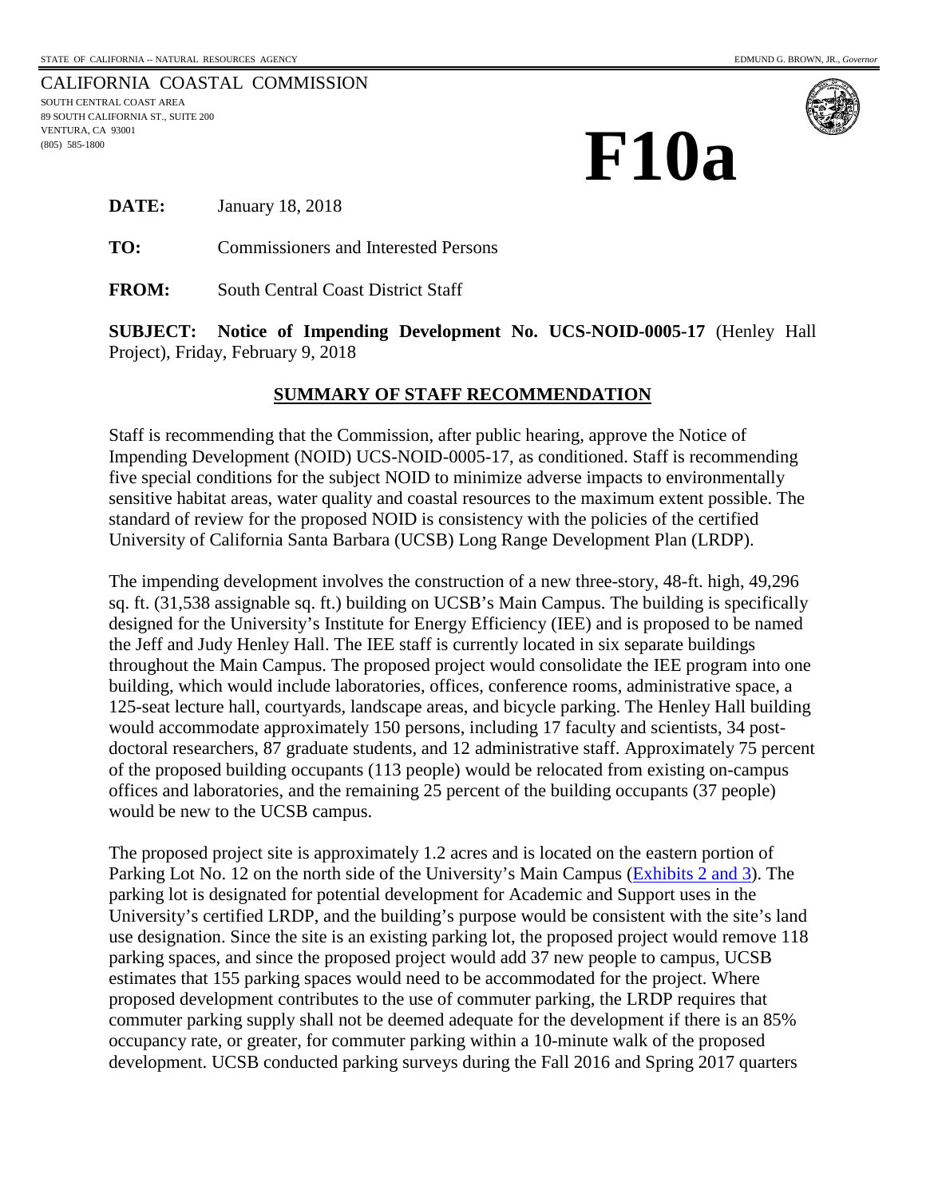STATE OF CALIFORNIA -- NATURAL RESOURCES AGENCY

EDMUND G. BROWN, JR., *Governor*

CALIFORNIA COASTAL COMMISSION
SOUTH CENTRAL COAST AREA
89 SOUTH CALIFORNIA ST., SUITE 200
VENTURA, CA 93001
(805) 585-1800

# F10a

**DATE:** January 18, 2018

**TO:** Commissioners and Interested Persons

**FROM:** South Central Coast District Staff

**SUBJECT: Notice of Impending Development No. UCS-NOID-0005-17** (Henley Hall Project), Friday, February 9, 2018

## SUMMARY OF STAFF RECOMMENDATION

Staff is recommending that the Commission, after public hearing, approve the Notice of Impending Development (NOID) UCS-NOID-0005-17, as conditioned. Staff is recommending five special conditions for the subject NOID to minimize adverse impacts to environmentally sensitive habitat areas, water quality and coastal resources to the maximum extent possible. The standard of review for the proposed NOID is consistency with the policies of the certified University of California Santa Barbara (UCSB) Long Range Development Plan (LRDP).

The impending development involves the construction of a new three-story, 48-ft. high, 49,296 sq. ft. (31,538 assignable sq. ft.) building on UCSB's Main Campus. The building is specifically designed for the University's Institute for Energy Efficiency (IEE) and is proposed to be named the Jeff and Judy Henley Hall. The IEE staff is currently located in six separate buildings throughout the Main Campus. The proposed project would consolidate the IEE program into one building, which would include laboratories, offices, conference rooms, administrative space, a 125-seat lecture hall, courtyards, landscape areas, and bicycle parking. The Henley Hall building would accommodate approximately 150 persons, including 17 faculty and scientists, 34 post-doctoral researchers, 87 graduate students, and 12 administrative staff. Approximately 75 percent of the proposed building occupants (113 people) would be relocated from existing on-campus offices and laboratories, and the remaining 25 percent of the building occupants (37 people) would be new to the UCSB campus.

The proposed project site is approximately 1.2 acres and is located on the eastern portion of Parking Lot No. 12 on the north side of the University's Main Campus (Exhibits 2 and 3). The parking lot is designated for potential development for Academic and Support uses in the University's certified LRDP, and the building's purpose would be consistent with the site's land use designation. Since the site is an existing parking lot, the proposed project would remove 118 parking spaces, and since the proposed project would add 37 new people to campus, UCSB estimates that 155 parking spaces would need to be accommodated for the project. Where proposed development contributes to the use of commuter parking, the LRDP requires that commuter parking supply shall not be deemed adequate for the development if there is an 85% occupancy rate, or greater, for commuter parking within a 10-minute walk of the proposed development. UCSB conducted parking surveys during the Fall 2016 and Spring 2017 quarters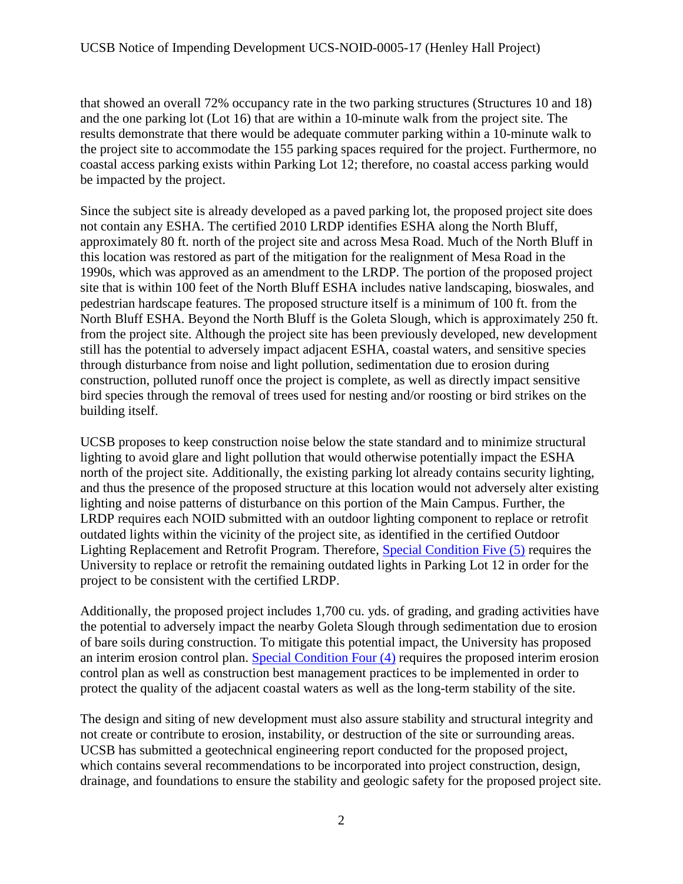that showed an overall 72% occupancy rate in the two parking structures (Structures 10 and 18) and the one parking lot (Lot 16) that are within a 10-minute walk from the project site. The results demonstrate that there would be adequate commuter parking within a 10-minute walk to the project site to accommodate the 155 parking spaces required for the project. Furthermore, no coastal access parking exists within Parking Lot 12; therefore, no coastal access parking would be impacted by the project.

Since the subject site is already developed as a paved parking lot, the proposed project site does not contain any ESHA. The certified 2010 LRDP identifies ESHA along the North Bluff, approximately 80 ft. north of the project site and across Mesa Road. Much of the North Bluff in this location was restored as part of the mitigation for the realignment of Mesa Road in the 1990s, which was approved as an amendment to the LRDP. The portion of the proposed project site that is within 100 feet of the North Bluff ESHA includes native landscaping, bioswales, and pedestrian hardscape features. The proposed structure itself is a minimum of 100 ft. from the North Bluff ESHA. Beyond the North Bluff is the Goleta Slough, which is approximately 250 ft. from the project site. Although the project site has been previously developed, new development still has the potential to adversely impact adjacent ESHA, coastal waters, and sensitive species through disturbance from noise and light pollution, sedimentation due to erosion during construction, polluted runoff once the project is complete, as well as directly impact sensitive bird species through the removal of trees used for nesting and/or roosting or bird strikes on the building itself.

UCSB proposes to keep construction noise below the state standard and to minimize structural lighting to avoid glare and light pollution that would otherwise potentially impact the ESHA north of the project site. Additionally, the existing parking lot already contains security lighting, and thus the presence of the proposed structure at this location would not adversely alter existing lighting and noise patterns of disturbance on this portion of the Main Campus. Further, the LRDP requires each NOID submitted with an outdoor lighting component to replace or retrofit outdated lights within the vicinity of the project site, as identified in the certified Outdoor Lighting Replacement and Retrofit Program. Therefore, Special Condition Five (5) requires the University to replace or retrofit the remaining outdated lights in Parking Lot 12 in order for the project to be consistent with the certified LRDP.

Additionally, the proposed project includes 1,700 cu. yds. of grading, and grading activities have the potential to adversely impact the nearby Goleta Slough through sedimentation due to erosion of bare soils during construction. To mitigate this potential impact, the University has proposed an interim erosion control plan. Special Condition Four (4) requires the proposed interim erosion control plan as well as construction best management practices to be implemented in order to protect the quality of the adjacent coastal waters as well as the long-term stability of the site.

The design and siting of new development must also assure stability and structural integrity and not create or contribute to erosion, instability, or destruction of the site or surrounding areas. UCSB has submitted a geotechnical engineering report conducted for the proposed project, which contains several recommendations to be incorporated into project construction, design, drainage, and foundations to ensure the stability and geologic safety for the proposed project site.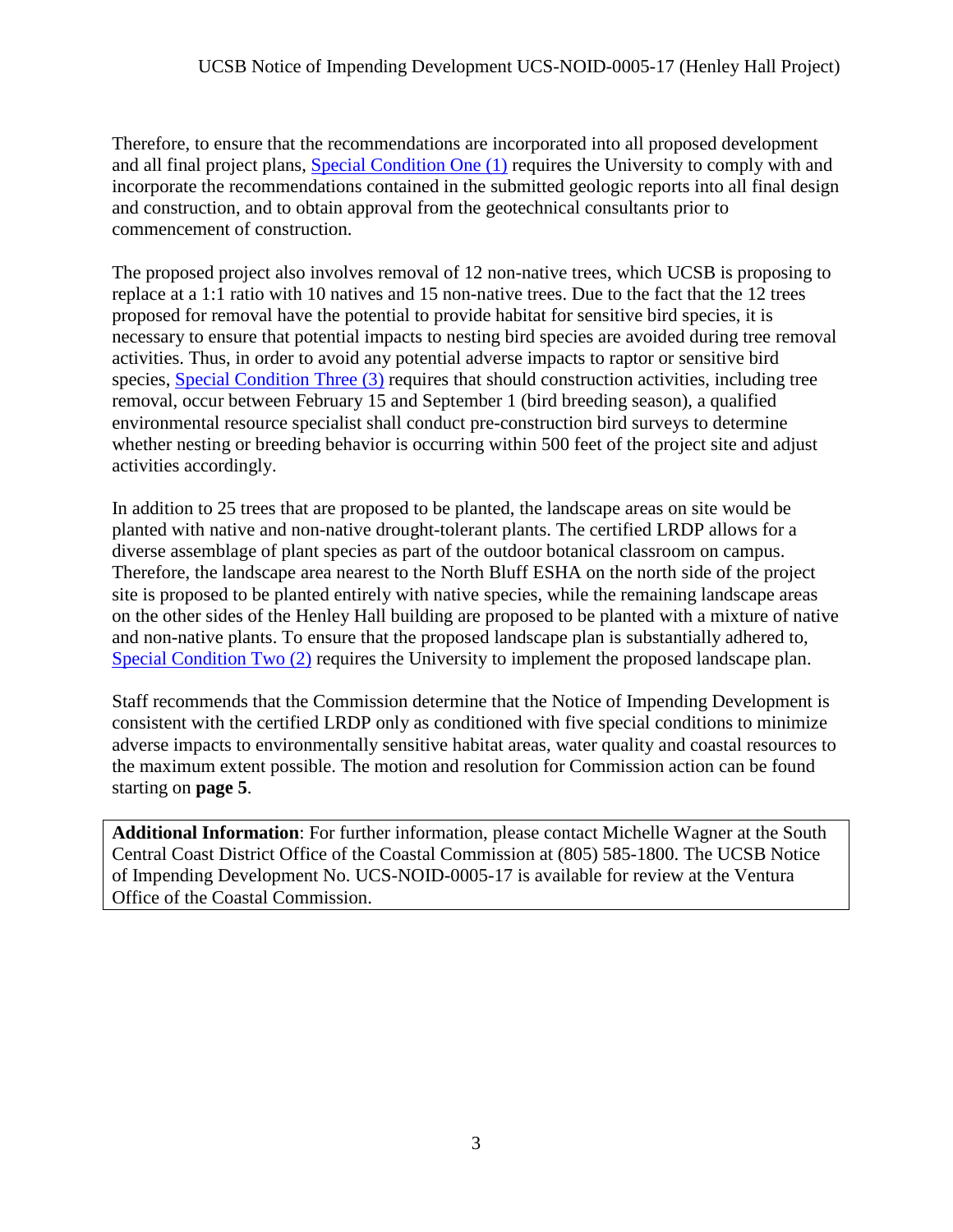Therefore, to ensure that the recommendations are incorporated into all proposed development and all final project plans, Special Condition One (1) requires the University to comply with and incorporate the recommendations contained in the submitted geologic reports into all final design and construction, and to obtain approval from the geotechnical consultants prior to commencement of construction.

The proposed project also involves removal of 12 non-native trees, which UCSB is proposing to replace at a 1:1 ratio with 10 natives and 15 non-native trees. Due to the fact that the 12 trees proposed for removal have the potential to provide habitat for sensitive bird species, it is necessary to ensure that potential impacts to nesting bird species are avoided during tree removal activities. Thus, in order to avoid any potential adverse impacts to raptor or sensitive bird species, Special Condition Three (3) requires that should construction activities, including tree removal, occur between February 15 and September 1 (bird breeding season), a qualified environmental resource specialist shall conduct pre-construction bird surveys to determine whether nesting or breeding behavior is occurring within 500 feet of the project site and adjust activities accordingly.

In addition to 25 trees that are proposed to be planted, the landscape areas on site would be planted with native and non-native drought-tolerant plants. The certified LRDP allows for a diverse assemblage of plant species as part of the outdoor botanical classroom on campus. Therefore, the landscape area nearest to the North Bluff ESHA on the north side of the project site is proposed to be planted entirely with native species, while the remaining landscape areas on the other sides of the Henley Hall building are proposed to be planted with a mixture of native and non-native plants. To ensure that the proposed landscape plan is substantially adhered to, Special Condition Two (2) requires the University to implement the proposed landscape plan.

Staff recommends that the Commission determine that the Notice of Impending Development is consistent with the certified LRDP only as conditioned with five special conditions to minimize adverse impacts to environmentally sensitive habitat areas, water quality and coastal resources to the maximum extent possible. The motion and resolution for Commission action can be found starting on **page 5**.

**Additional Information**: For further information, please contact Michelle Wagner at the South Central Coast District Office of the Coastal Commission at (805) 585-1800. The UCSB Notice of Impending Development No. UCS-NOID-0005-17 is available for review at the Ventura Office of the Coastal Commission.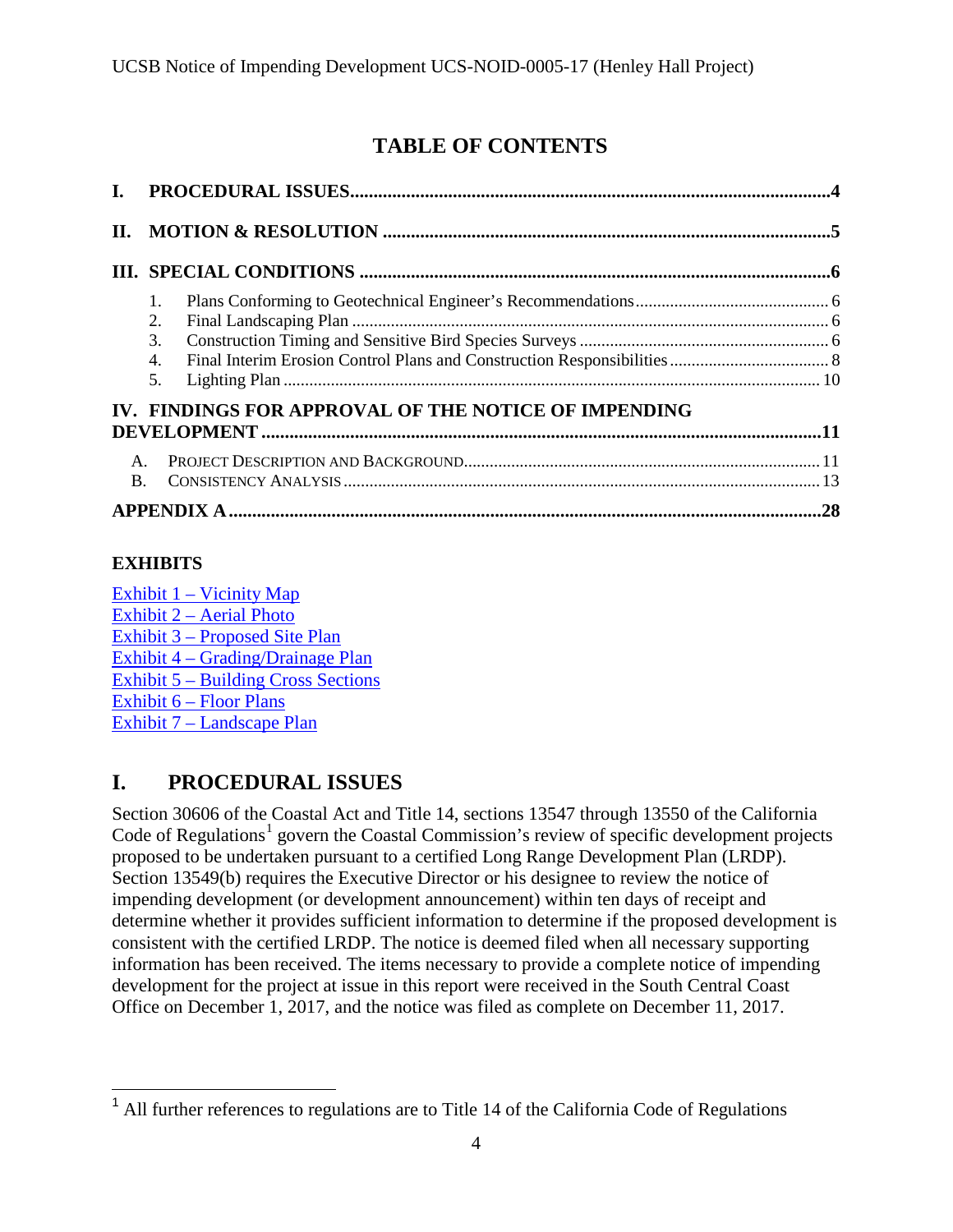# TABLE OF CONTENTS

I. PROCEDURAL ISSUES....................4

II. MOTION & RESOLUTION....................5

III. SPECIAL CONDITIONS....................6

1. Plans Conforming to Geotechnical Engineer's Recommendations....................6
2. Final Landscaping Plan....................6
3. Construction Timing and Sensitive Bird Species Surveys....................6
4. Final Interim Erosion Control Plans and Construction Responsibilities....................8
5. Lighting Plan....................10

IV. FINDINGS FOR APPROVAL OF THE NOTICE OF IMPENDING DEVELOPMENT....................11

A. PROJECT DESCRIPTION AND BACKGROUND....................11
B. CONSISTENCY ANALYSIS....................13

APPENDIX A....................28

**EXHIBITS**

Exhibit 1 – Vicinity Map
Exhibit 2 – Aerial Photo
Exhibit 3 – Proposed Site Plan
Exhibit 4 – Grading/Drainage Plan
Exhibit 5 – Building Cross Sections
Exhibit 6 – Floor Plans
Exhibit 7 – Landscape Plan

## I. PROCEDURAL ISSUES

Section 30606 of the Coastal Act and Title 14, sections 13547 through 13550 of the California Code of Regulations[1] govern the Coastal Commission's review of specific development projects proposed to be undertaken pursuant to a certified Long Range Development Plan (LRDP). Section 13549(b) requires the Executive Director or his designee to review the notice of impending development (or development announcement) within ten days of receipt and determine whether it provides sufficient information to determine if the proposed development is consistent with the certified LRDP. The notice is deemed filed when all necessary supporting information has been received. The items necessary to provide a complete notice of impending development for the project at issue in this report were received in the South Central Coast Office on December 1, 2017, and the notice was filed as complete on December 11, 2017.

[1] All further references to regulations are to Title 14 of the California Code of Regulations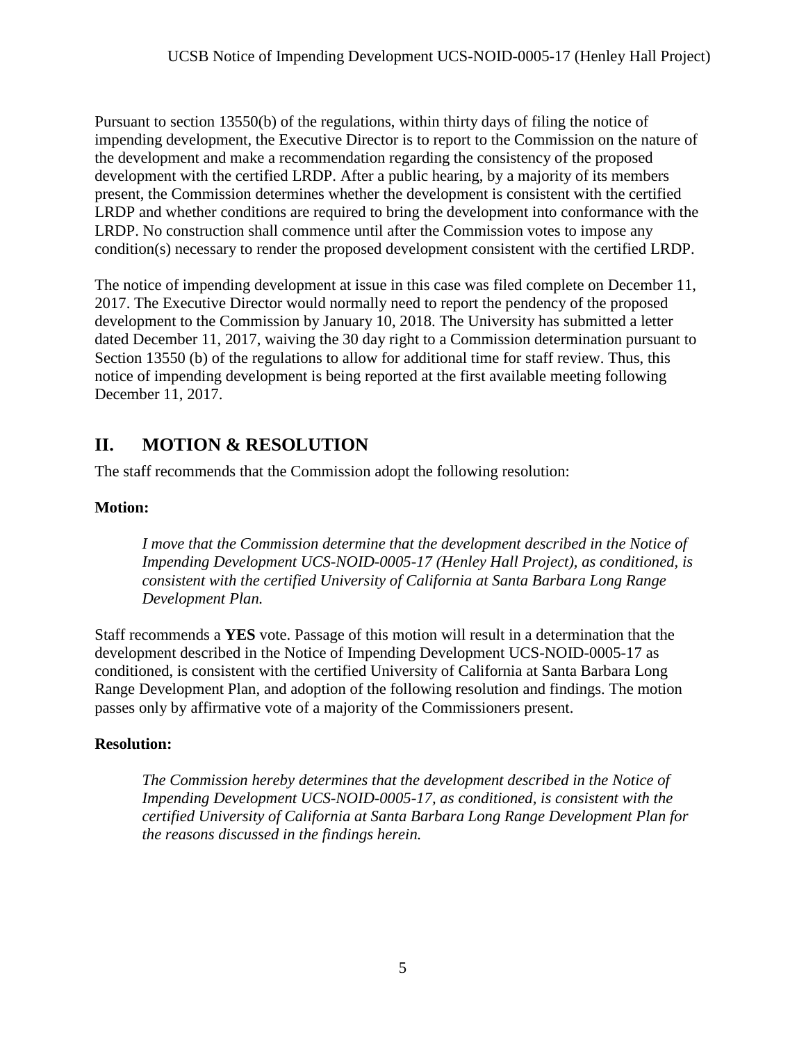Pursuant to section 13550(b) of the regulations, within thirty days of filing the notice of impending development, the Executive Director is to report to the Commission on the nature of the development and make a recommendation regarding the consistency of the proposed development with the certified LRDP. After a public hearing, by a majority of its members present, the Commission determines whether the development is consistent with the certified LRDP and whether conditions are required to bring the development into conformance with the LRDP. No construction shall commence until after the Commission votes to impose any condition(s) necessary to render the proposed development consistent with the certified LRDP.

The notice of impending development at issue in this case was filed complete on December 11, 2017. The Executive Director would normally need to report the pendency of the proposed development to the Commission by January 10, 2018. The University has submitted a letter dated December 11, 2017, waiving the 30 day right to a Commission determination pursuant to Section 13550 (b) of the regulations to allow for additional time for staff review. Thus, this notice of impending development is being reported at the first available meeting following December 11, 2017.

## II. MOTION & RESOLUTION

The staff recommends that the Commission adopt the following resolution:

**Motion:**

> *I move that the Commission determine that the development described in the Notice of Impending Development UCS-NOID-0005-17 (Henley Hall Project), as conditioned, is consistent with the certified University of California at Santa Barbara Long Range Development Plan.*

Staff recommends a **YES** vote. Passage of this motion will result in a determination that the development described in the Notice of Impending Development UCS-NOID-0005-17 as conditioned, is consistent with the certified University of California at Santa Barbara Long Range Development Plan, and adoption of the following resolution and findings. The motion passes only by affirmative vote of a majority of the Commissioners present.

**Resolution:**

> *The Commission hereby determines that the development described in the Notice of Impending Development UCS-NOID-0005-17, as conditioned, is consistent with the certified University of California at Santa Barbara Long Range Development Plan for the reasons discussed in the findings herein.*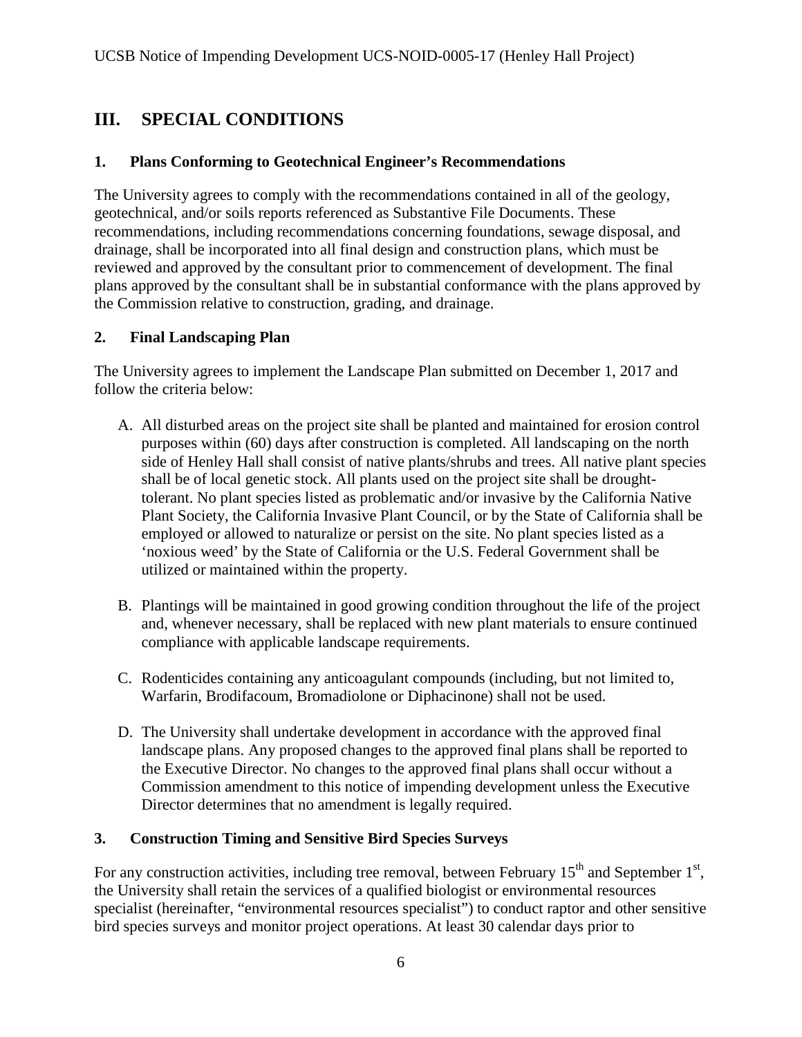# III. SPECIAL CONDITIONS

## 1. Plans Conforming to Geotechnical Engineer's Recommendations

The University agrees to comply with the recommendations contained in all of the geology, geotechnical, and/or soils reports referenced as Substantive File Documents. These recommendations, including recommendations concerning foundations, sewage disposal, and drainage, shall be incorporated into all final design and construction plans, which must be reviewed and approved by the consultant prior to commencement of development. The final plans approved by the consultant shall be in substantial conformance with the plans approved by the Commission relative to construction, grading, and drainage.

## 2. Final Landscaping Plan

The University agrees to implement the Landscape Plan submitted on December 1, 2017 and follow the criteria below:

A. All disturbed areas on the project site shall be planted and maintained for erosion control purposes within (60) days after construction is completed. All landscaping on the north side of Henley Hall shall consist of native plants/shrubs and trees. All native plant species shall be of local genetic stock. All plants used on the project site shall be drought-tolerant. No plant species listed as problematic and/or invasive by the California Native Plant Society, the California Invasive Plant Council, or by the State of California shall be employed or allowed to naturalize or persist on the site. No plant species listed as a 'noxious weed' by the State of California or the U.S. Federal Government shall be utilized or maintained within the property.

B. Plantings will be maintained in good growing condition throughout the life of the project and, whenever necessary, shall be replaced with new plant materials to ensure continued compliance with applicable landscape requirements.

C. Rodenticides containing any anticoagulant compounds (including, but not limited to, Warfarin, Brodifacoum, Bromadiolone or Diphacinone) shall not be used.

D. The University shall undertake development in accordance with the approved final landscape plans. Any proposed changes to the approved final plans shall be reported to the Executive Director. No changes to the approved final plans shall occur without a Commission amendment to this notice of impending development unless the Executive Director determines that no amendment is legally required.

## 3. Construction Timing and Sensitive Bird Species Surveys

For any construction activities, including tree removal, between February 15th and September 1st, the University shall retain the services of a qualified biologist or environmental resources specialist (hereinafter, "environmental resources specialist") to conduct raptor and other sensitive bird species surveys and monitor project operations. At least 30 calendar days prior to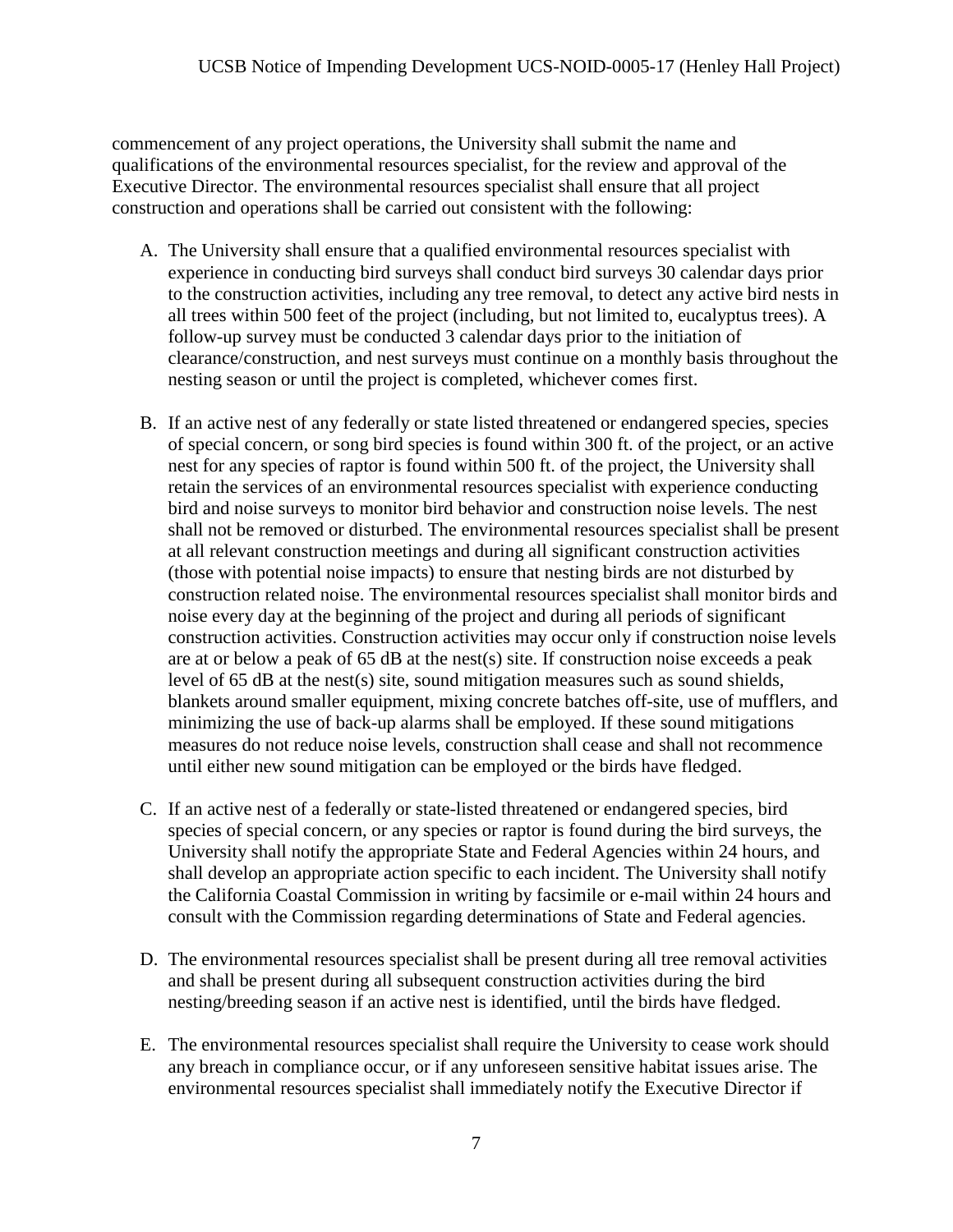commencement of any project operations, the University shall submit the name and qualifications of the environmental resources specialist, for the review and approval of the Executive Director. The environmental resources specialist shall ensure that all project construction and operations shall be carried out consistent with the following:

A. The University shall ensure that a qualified environmental resources specialist with experience in conducting bird surveys shall conduct bird surveys 30 calendar days prior to the construction activities, including any tree removal, to detect any active bird nests in all trees within 500 feet of the project (including, but not limited to, eucalyptus trees). A follow-up survey must be conducted 3 calendar days prior to the initiation of clearance/construction, and nest surveys must continue on a monthly basis throughout the nesting season or until the project is completed, whichever comes first.

B. If an active nest of any federally or state listed threatened or endangered species, species of special concern, or song bird species is found within 300 ft. of the project, or an active nest for any species of raptor is found within 500 ft. of the project, the University shall retain the services of an environmental resources specialist with experience conducting bird and noise surveys to monitor bird behavior and construction noise levels. The nest shall not be removed or disturbed. The environmental resources specialist shall be present at all relevant construction meetings and during all significant construction activities (those with potential noise impacts) to ensure that nesting birds are not disturbed by construction related noise. The environmental resources specialist shall monitor birds and noise every day at the beginning of the project and during all periods of significant construction activities. Construction activities may occur only if construction noise levels are at or below a peak of 65 dB at the nest(s) site. If construction noise exceeds a peak level of 65 dB at the nest(s) site, sound mitigation measures such as sound shields, blankets around smaller equipment, mixing concrete batches off-site, use of mufflers, and minimizing the use of back-up alarms shall be employed. If these sound mitigations measures do not reduce noise levels, construction shall cease and shall not recommence until either new sound mitigation can be employed or the birds have fledged.

C. If an active nest of a federally or state-listed threatened or endangered species, bird species of special concern, or any species or raptor is found during the bird surveys, the University shall notify the appropriate State and Federal Agencies within 24 hours, and shall develop an appropriate action specific to each incident. The University shall notify the California Coastal Commission in writing by facsimile or e-mail within 24 hours and consult with the Commission regarding determinations of State and Federal agencies.

D. The environmental resources specialist shall be present during all tree removal activities and shall be present during all subsequent construction activities during the bird nesting/breeding season if an active nest is identified, until the birds have fledged.

E. The environmental resources specialist shall require the University to cease work should any breach in compliance occur, or if any unforeseen sensitive habitat issues arise. The environmental resources specialist shall immediately notify the Executive Director if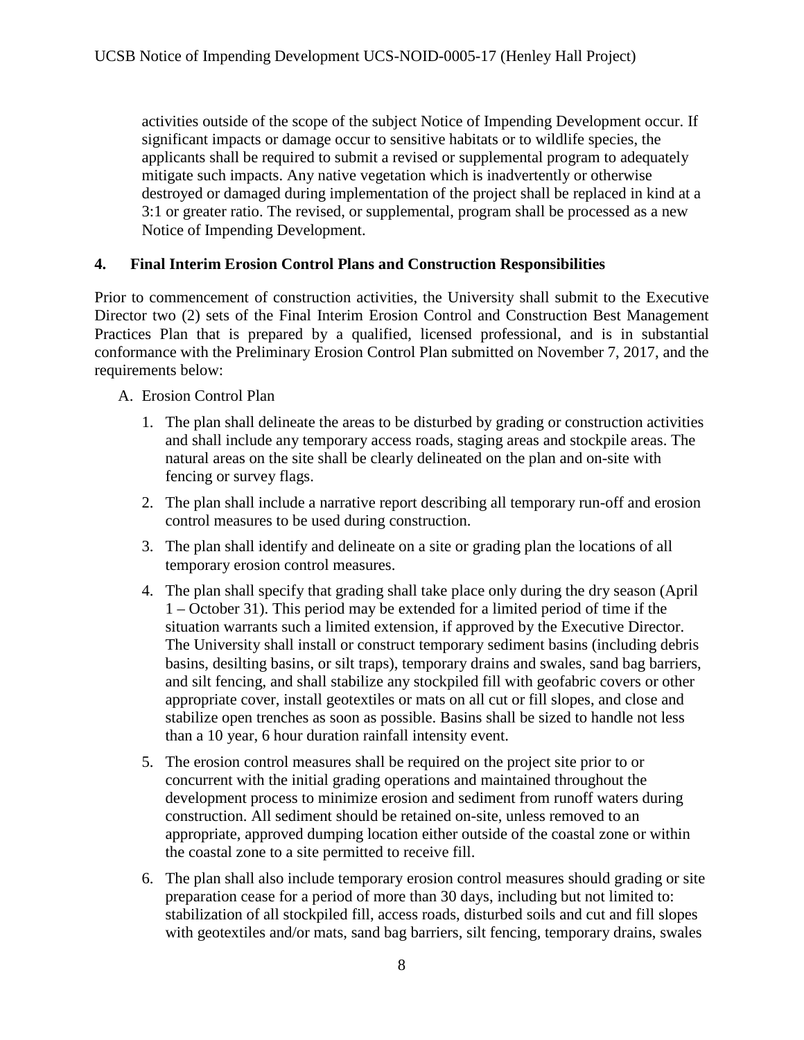activities outside of the scope of the subject Notice of Impending Development occur. If significant impacts or damage occur to sensitive habitats or to wildlife species, the applicants shall be required to submit a revised or supplemental program to adequately mitigate such impacts. Any native vegetation which is inadvertently or otherwise destroyed or damaged during implementation of the project shall be replaced in kind at a 3:1 or greater ratio. The revised, or supplemental, program shall be processed as a new Notice of Impending Development.

## 4. Final Interim Erosion Control Plans and Construction Responsibilities

Prior to commencement of construction activities, the University shall submit to the Executive Director two (2) sets of the Final Interim Erosion Control and Construction Best Management Practices Plan that is prepared by a qualified, licensed professional, and is in substantial conformance with the Preliminary Erosion Control Plan submitted on November 7, 2017, and the requirements below:

A. Erosion Control Plan

1. The plan shall delineate the areas to be disturbed by grading or construction activities and shall include any temporary access roads, staging areas and stockpile areas. The natural areas on the site shall be clearly delineated on the plan and on-site with fencing or survey flags.
2. The plan shall include a narrative report describing all temporary run-off and erosion control measures to be used during construction.
3. The plan shall identify and delineate on a site or grading plan the locations of all temporary erosion control measures.
4. The plan shall specify that grading shall take place only during the dry season (April 1 – October 31). This period may be extended for a limited period of time if the situation warrants such a limited extension, if approved by the Executive Director. The University shall install or construct temporary sediment basins (including debris basins, desilting basins, or silt traps), temporary drains and swales, sand bag barriers, and silt fencing, and shall stabilize any stockpiled fill with geofabric covers or other appropriate cover, install geotextiles or mats on all cut or fill slopes, and close and stabilize open trenches as soon as possible. Basins shall be sized to handle not less than a 10 year, 6 hour duration rainfall intensity event.
5. The erosion control measures shall be required on the project site prior to or concurrent with the initial grading operations and maintained throughout the development process to minimize erosion and sediment from runoff waters during construction. All sediment should be retained on-site, unless removed to an appropriate, approved dumping location either outside of the coastal zone or within the coastal zone to a site permitted to receive fill.
6. The plan shall also include temporary erosion control measures should grading or site preparation cease for a period of more than 30 days, including but not limited to: stabilization of all stockpiled fill, access roads, disturbed soils and cut and fill slopes with geotextiles and/or mats, sand bag barriers, silt fencing, temporary drains, swales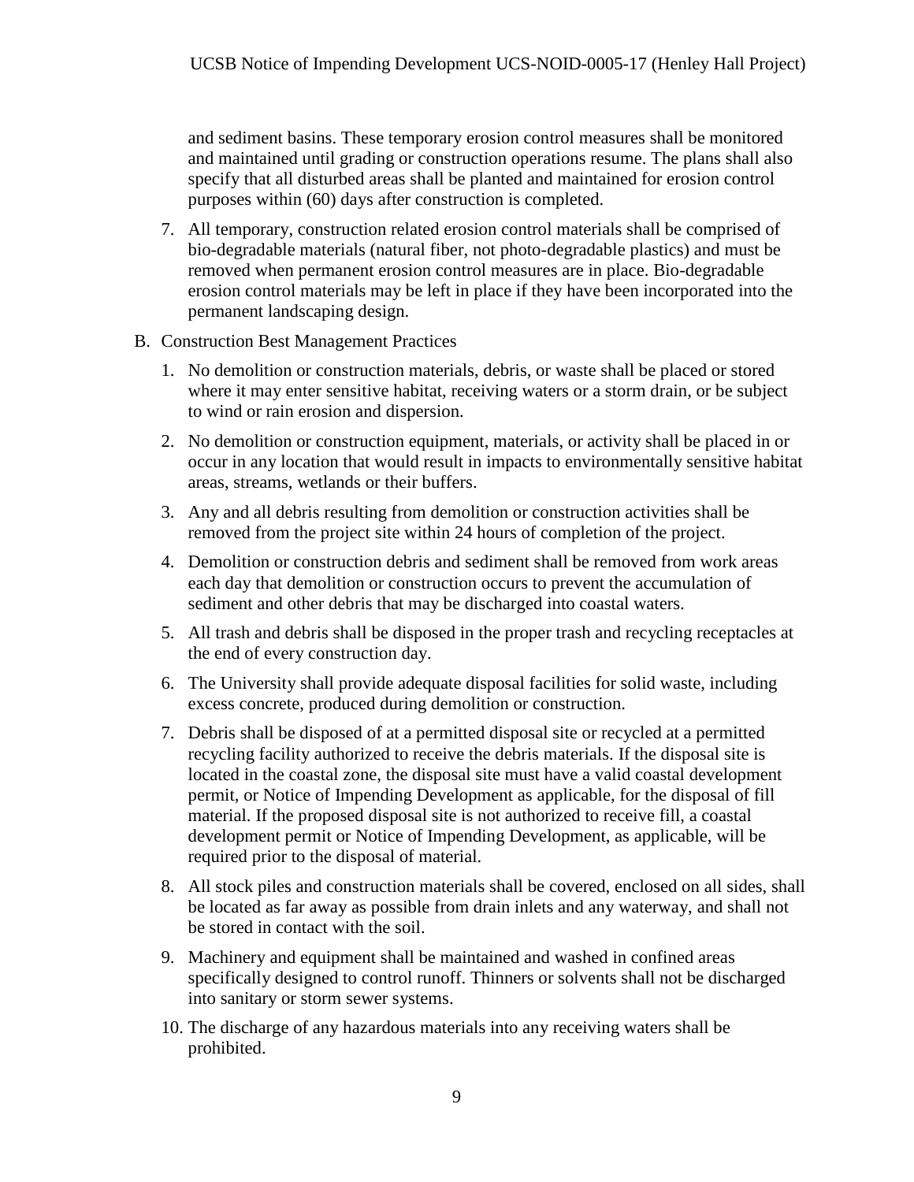and sediment basins. These temporary erosion control measures shall be monitored and maintained until grading or construction operations resume. The plans shall also specify that all disturbed areas shall be planted and maintained for erosion control purposes within (60) days after construction is completed.

7. All temporary, construction related erosion control materials shall be comprised of bio-degradable materials (natural fiber, not photo-degradable plastics) and must be removed when permanent erosion control measures are in place. Bio-degradable erosion control materials may be left in place if they have been incorporated into the permanent landscaping design.

B. Construction Best Management Practices

1. No demolition or construction materials, debris, or waste shall be placed or stored where it may enter sensitive habitat, receiving waters or a storm drain, or be subject to wind or rain erosion and dispersion.
2. No demolition or construction equipment, materials, or activity shall be placed in or occur in any location that would result in impacts to environmentally sensitive habitat areas, streams, wetlands or their buffers.
3. Any and all debris resulting from demolition or construction activities shall be removed from the project site within 24 hours of completion of the project.
4. Demolition or construction debris and sediment shall be removed from work areas each day that demolition or construction occurs to prevent the accumulation of sediment and other debris that may be discharged into coastal waters.
5. All trash and debris shall be disposed in the proper trash and recycling receptacles at the end of every construction day.
6. The University shall provide adequate disposal facilities for solid waste, including excess concrete, produced during demolition or construction.
7. Debris shall be disposed of at a permitted disposal site or recycled at a permitted recycling facility authorized to receive the debris materials. If the disposal site is located in the coastal zone, the disposal site must have a valid coastal development permit, or Notice of Impending Development as applicable, for the disposal of fill material. If the proposed disposal site is not authorized to receive fill, a coastal development permit or Notice of Impending Development, as applicable, will be required prior to the disposal of material.
8. All stock piles and construction materials shall be covered, enclosed on all sides, shall be located as far away as possible from drain inlets and any waterway, and shall not be stored in contact with the soil.
9. Machinery and equipment shall be maintained and washed in confined areas specifically designed to control runoff. Thinners or solvents shall not be discharged into sanitary or storm sewer systems.
10. The discharge of any hazardous materials into any receiving waters shall be prohibited.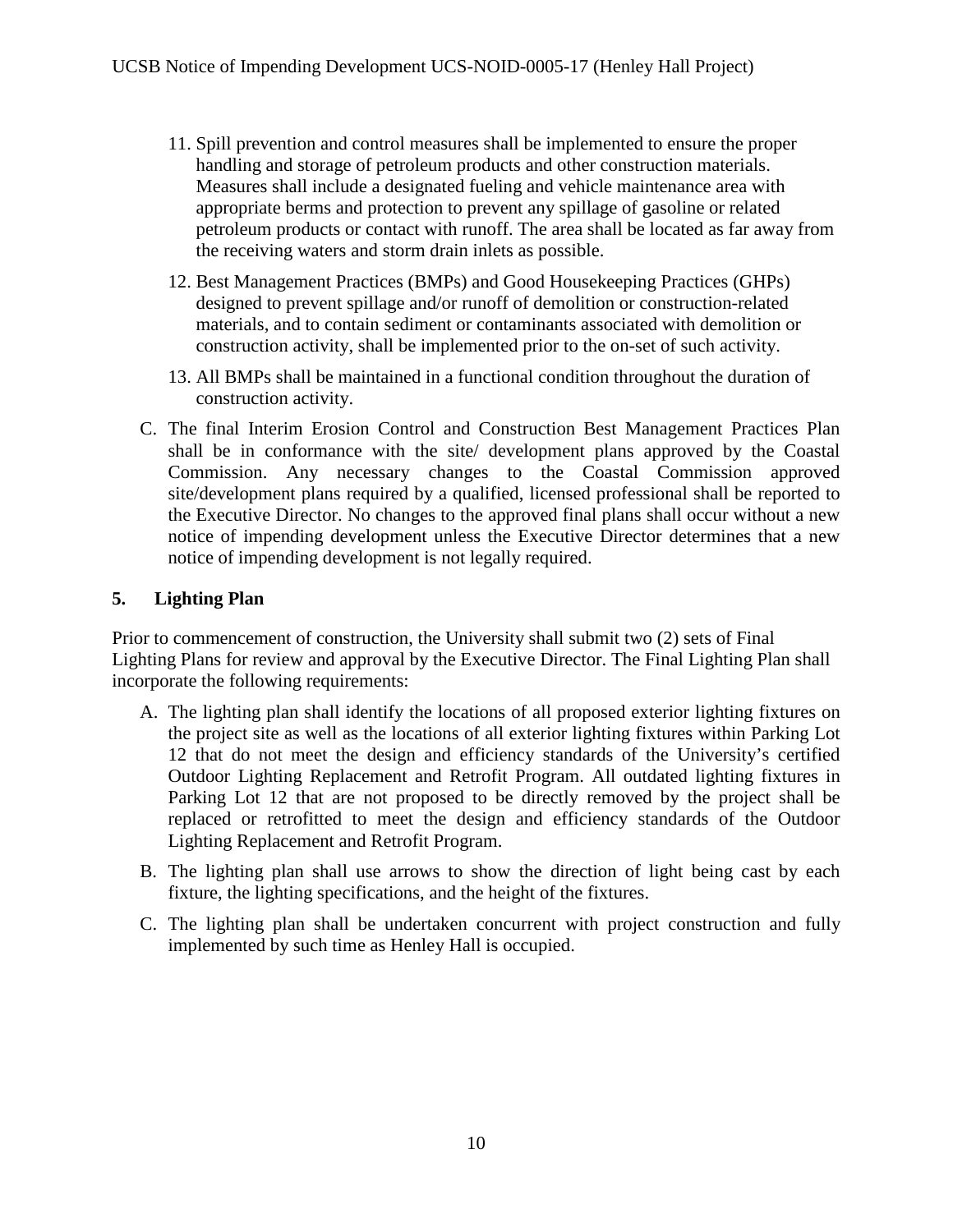11. Spill prevention and control measures shall be implemented to ensure the proper handling and storage of petroleum products and other construction materials. Measures shall include a designated fueling and vehicle maintenance area with appropriate berms and protection to prevent any spillage of gasoline or related petroleum products or contact with runoff. The area shall be located as far away from the receiving waters and storm drain inlets as possible.
12. Best Management Practices (BMPs) and Good Housekeeping Practices (GHPs) designed to prevent spillage and/or runoff of demolition or construction-related materials, and to contain sediment or contaminants associated with demolition or construction activity, shall be implemented prior to the on-set of such activity.
13. All BMPs shall be maintained in a functional condition throughout the duration of construction activity.

C. The final Interim Erosion Control and Construction Best Management Practices Plan shall be in conformance with the site/ development plans approved by the Coastal Commission. Any necessary changes to the Coastal Commission approved site/development plans required by a qualified, licensed professional shall be reported to the Executive Director. No changes to the approved final plans shall occur without a new notice of impending development unless the Executive Director determines that a new notice of impending development is not legally required.

## 5. Lighting Plan

Prior to commencement of construction, the University shall submit two (2) sets of Final Lighting Plans for review and approval by the Executive Director. The Final Lighting Plan shall incorporate the following requirements:

A. The lighting plan shall identify the locations of all proposed exterior lighting fixtures on the project site as well as the locations of all exterior lighting fixtures within Parking Lot 12 that do not meet the design and efficiency standards of the University's certified Outdoor Lighting Replacement and Retrofit Program. All outdated lighting fixtures in Parking Lot 12 that are not proposed to be directly removed by the project shall be replaced or retrofitted to meet the design and efficiency standards of the Outdoor Lighting Replacement and Retrofit Program.

B. The lighting plan shall use arrows to show the direction of light being cast by each fixture, the lighting specifications, and the height of the fixtures.

C. The lighting plan shall be undertaken concurrent with project construction and fully implemented by such time as Henley Hall is occupied.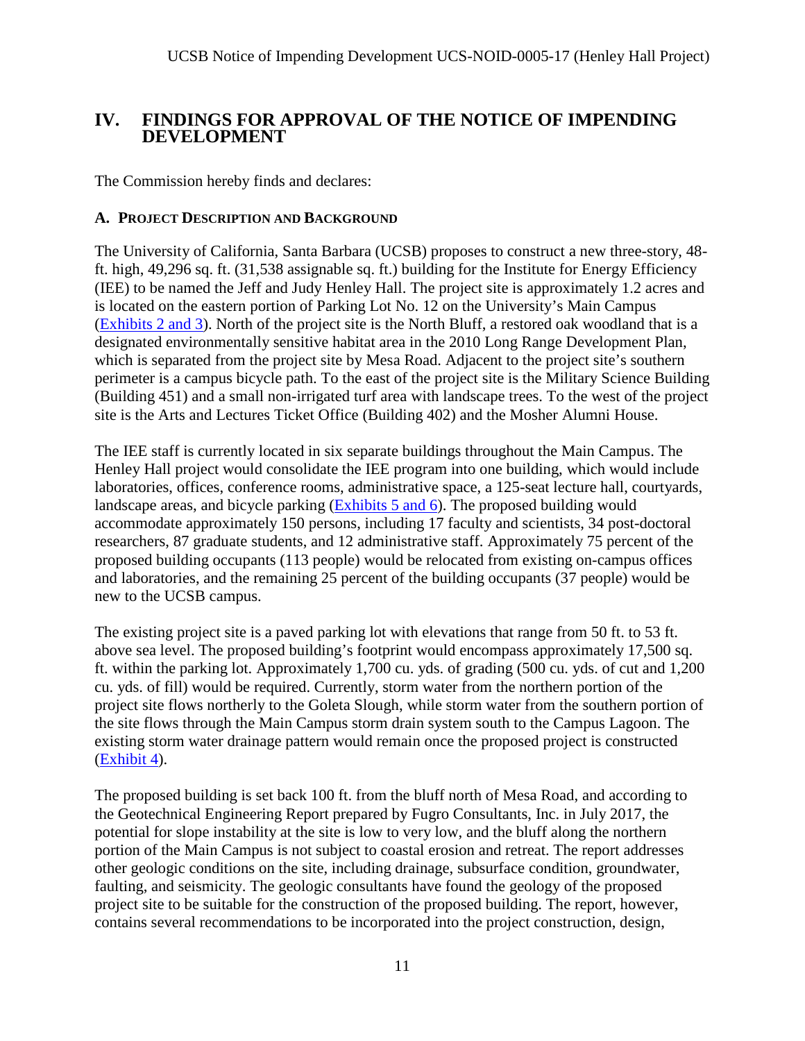## IV. FINDINGS FOR APPROVAL OF THE NOTICE OF IMPENDING DEVELOPMENT

The Commission hereby finds and declares:

### A. PROJECT DESCRIPTION AND BACKGROUND

The University of California, Santa Barbara (UCSB) proposes to construct a new three-story, 48-ft. high, 49,296 sq. ft. (31,538 assignable sq. ft.) building for the Institute for Energy Efficiency (IEE) to be named the Jeff and Judy Henley Hall. The project site is approximately 1.2 acres and is located on the eastern portion of Parking Lot No. 12 on the University's Main Campus (Exhibits 2 and 3). North of the project site is the North Bluff, a restored oak woodland that is a designated environmentally sensitive habitat area in the 2010 Long Range Development Plan, which is separated from the project site by Mesa Road. Adjacent to the project site's southern perimeter is a campus bicycle path. To the east of the project site is the Military Science Building (Building 451) and a small non-irrigated turf area with landscape trees. To the west of the project site is the Arts and Lectures Ticket Office (Building 402) and the Mosher Alumni House.

The IEE staff is currently located in six separate buildings throughout the Main Campus. The Henley Hall project would consolidate the IEE program into one building, which would include laboratories, offices, conference rooms, administrative space, a 125-seat lecture hall, courtyards, landscape areas, and bicycle parking (Exhibits 5 and 6). The proposed building would accommodate approximately 150 persons, including 17 faculty and scientists, 34 post-doctoral researchers, 87 graduate students, and 12 administrative staff. Approximately 75 percent of the proposed building occupants (113 people) would be relocated from existing on-campus offices and laboratories, and the remaining 25 percent of the building occupants (37 people) would be new to the UCSB campus.

The existing project site is a paved parking lot with elevations that range from 50 ft. to 53 ft. above sea level. The proposed building's footprint would encompass approximately 17,500 sq. ft. within the parking lot. Approximately 1,700 cu. yds. of grading (500 cu. yds. of cut and 1,200 cu. yds. of fill) would be required. Currently, storm water from the northern portion of the project site flows northerly to the Goleta Slough, while storm water from the southern portion of the site flows through the Main Campus storm drain system south to the Campus Lagoon. The existing storm water drainage pattern would remain once the proposed project is constructed (Exhibit 4).

The proposed building is set back 100 ft. from the bluff north of Mesa Road, and according to the Geotechnical Engineering Report prepared by Fugro Consultants, Inc. in July 2017, the potential for slope instability at the site is low to very low, and the bluff along the northern portion of the Main Campus is not subject to coastal erosion and retreat. The report addresses other geologic conditions on the site, including drainage, subsurface condition, groundwater, faulting, and seismicity. The geologic consultants have found the geology of the proposed project site to be suitable for the construction of the proposed building. The report, however, contains several recommendations to be incorporated into the project construction, design,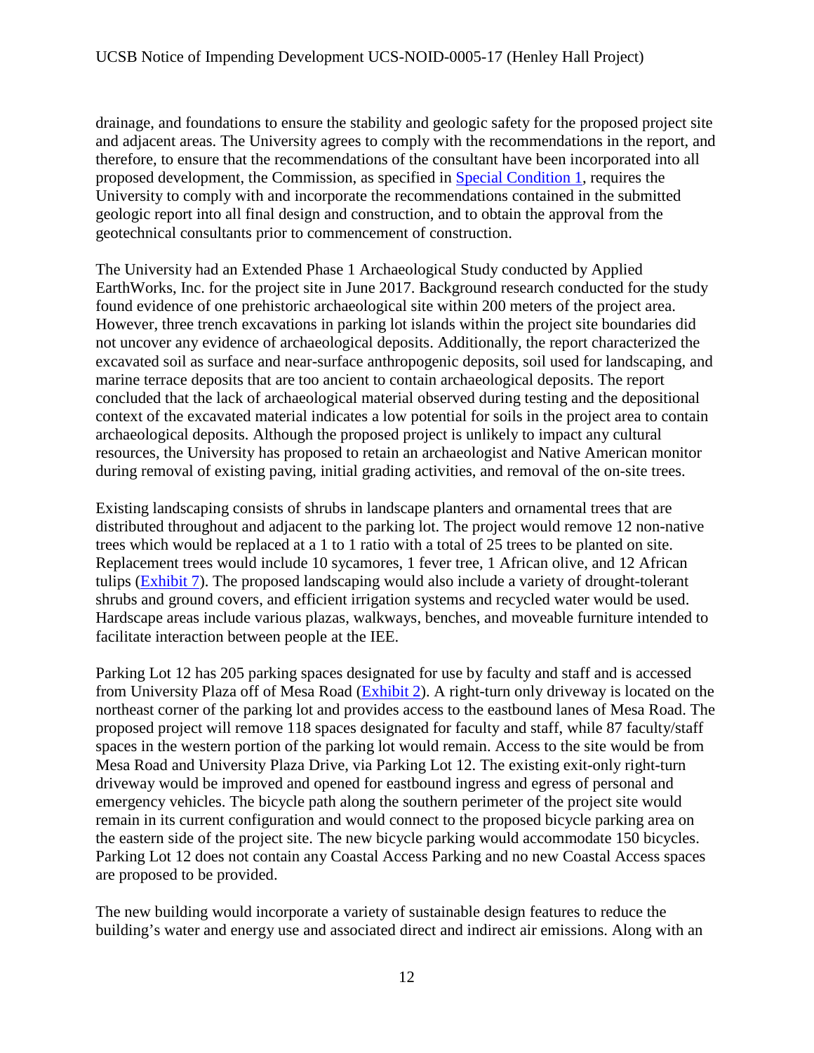drainage, and foundations to ensure the stability and geologic safety for the proposed project site and adjacent areas. The University agrees to comply with the recommendations in the report, and therefore, to ensure that the recommendations of the consultant have been incorporated into all proposed development, the Commission, as specified in Special Condition 1, requires the University to comply with and incorporate the recommendations contained in the submitted geologic report into all final design and construction, and to obtain the approval from the geotechnical consultants prior to commencement of construction.

The University had an Extended Phase 1 Archaeological Study conducted by Applied EarthWorks, Inc. for the project site in June 2017. Background research conducted for the study found evidence of one prehistoric archaeological site within 200 meters of the project area. However, three trench excavations in parking lot islands within the project site boundaries did not uncover any evidence of archaeological deposits. Additionally, the report characterized the excavated soil as surface and near-surface anthropogenic deposits, soil used for landscaping, and marine terrace deposits that are too ancient to contain archaeological deposits. The report concluded that the lack of archaeological material observed during testing and the depositional context of the excavated material indicates a low potential for soils in the project area to contain archaeological deposits. Although the proposed project is unlikely to impact any cultural resources, the University has proposed to retain an archaeologist and Native American monitor during removal of existing paving, initial grading activities, and removal of the on-site trees.

Existing landscaping consists of shrubs in landscape planters and ornamental trees that are distributed throughout and adjacent to the parking lot. The project would remove 12 non-native trees which would be replaced at a 1 to 1 ratio with a total of 25 trees to be planted on site. Replacement trees would include 10 sycamores, 1 fever tree, 1 African olive, and 12 African tulips (Exhibit 7). The proposed landscaping would also include a variety of drought-tolerant shrubs and ground covers, and efficient irrigation systems and recycled water would be used. Hardscape areas include various plazas, walkways, benches, and moveable furniture intended to facilitate interaction between people at the IEE.

Parking Lot 12 has 205 parking spaces designated for use by faculty and staff and is accessed from University Plaza off of Mesa Road (Exhibit 2). A right-turn only driveway is located on the northeast corner of the parking lot and provides access to the eastbound lanes of Mesa Road. The proposed project will remove 118 spaces designated for faculty and staff, while 87 faculty/staff spaces in the western portion of the parking lot would remain. Access to the site would be from Mesa Road and University Plaza Drive, via Parking Lot 12. The existing exit-only right-turn driveway would be improved and opened for eastbound ingress and egress of personal and emergency vehicles. The bicycle path along the southern perimeter of the project site would remain in its current configuration and would connect to the proposed bicycle parking area on the eastern side of the project site. The new bicycle parking would accommodate 150 bicycles. Parking Lot 12 does not contain any Coastal Access Parking and no new Coastal Access spaces are proposed to be provided.

The new building would incorporate a variety of sustainable design features to reduce the building's water and energy use and associated direct and indirect air emissions. Along with an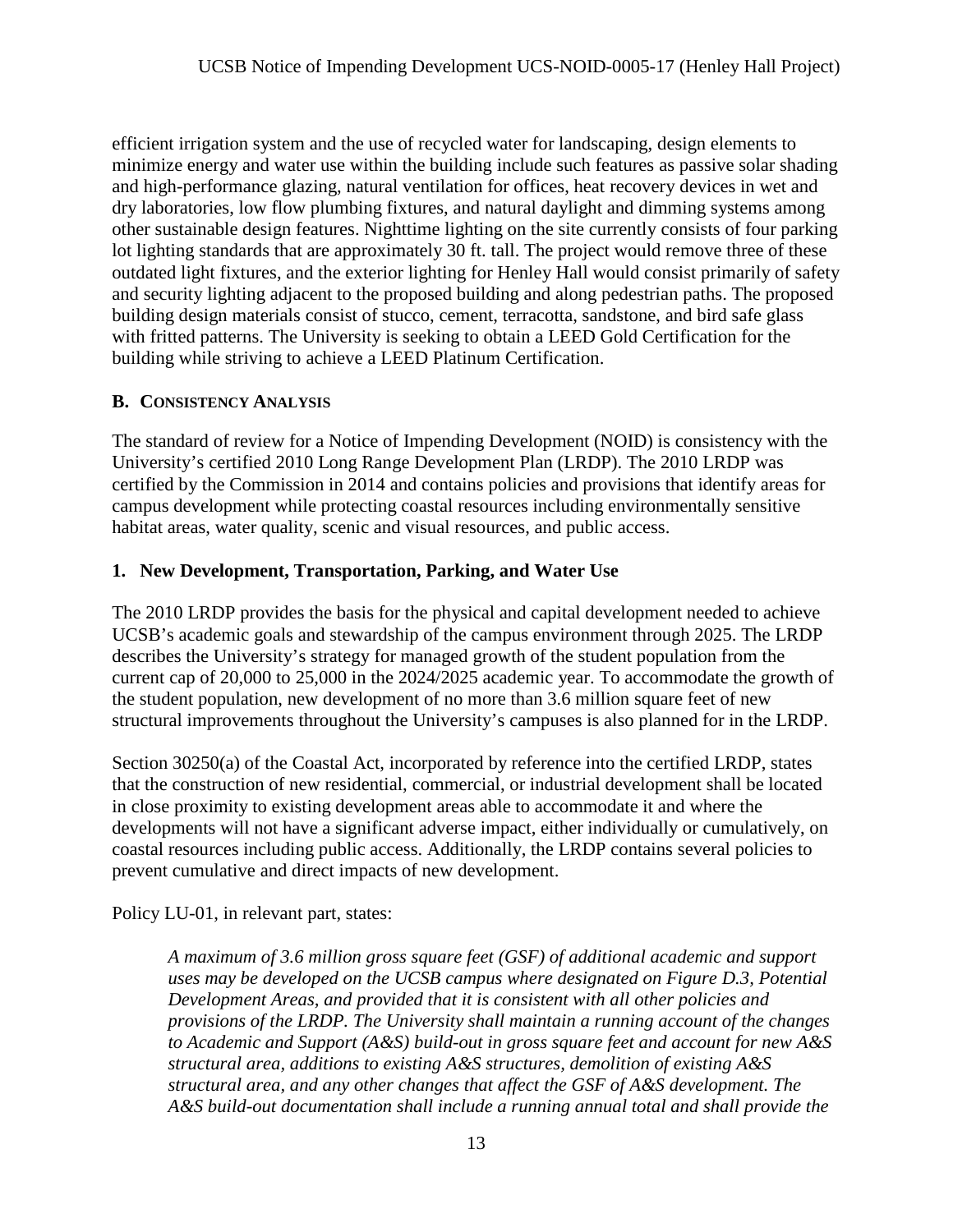efficient irrigation system and the use of recycled water for landscaping, design elements to minimize energy and water use within the building include such features as passive solar shading and high-performance glazing, natural ventilation for offices, heat recovery devices in wet and dry laboratories, low flow plumbing fixtures, and natural daylight and dimming systems among other sustainable design features. Nighttime lighting on the site currently consists of four parking lot lighting standards that are approximately 30 ft. tall. The project would remove three of these outdated light fixtures, and the exterior lighting for Henley Hall would consist primarily of safety and security lighting adjacent to the proposed building and along pedestrian paths. The proposed building design materials consist of stucco, cement, terracotta, sandstone, and bird safe glass with fritted patterns. The University is seeking to obtain a LEED Gold Certification for the building while striving to achieve a LEED Platinum Certification.

## B. Consistency Analysis

The standard of review for a Notice of Impending Development (NOID) is consistency with the University's certified 2010 Long Range Development Plan (LRDP). The 2010 LRDP was certified by the Commission in 2014 and contains policies and provisions that identify areas for campus development while protecting coastal resources including environmentally sensitive habitat areas, water quality, scenic and visual resources, and public access.

### 1. New Development, Transportation, Parking, and Water Use

The 2010 LRDP provides the basis for the physical and capital development needed to achieve UCSB's academic goals and stewardship of the campus environment through 2025. The LRDP describes the University's strategy for managed growth of the student population from the current cap of 20,000 to 25,000 in the 2024/2025 academic year. To accommodate the growth of the student population, new development of no more than 3.6 million square feet of new structural improvements throughout the University's campuses is also planned for in the LRDP.

Section 30250(a) of the Coastal Act, incorporated by reference into the certified LRDP, states that the construction of new residential, commercial, or industrial development shall be located in close proximity to existing development areas able to accommodate it and where the developments will not have a significant adverse impact, either individually or cumulatively, on coastal resources including public access. Additionally, the LRDP contains several policies to prevent cumulative and direct impacts of new development.

Policy LU-01, in relevant part, states:

> *A maximum of 3.6 million gross square feet (GSF) of additional academic and support uses may be developed on the UCSB campus where designated on Figure D.3, Potential Development Areas, and provided that it is consistent with all other policies and provisions of the LRDP. The University shall maintain a running account of the changes to Academic and Support (A&S) build-out in gross square feet and account for new A&S structural area, additions to existing A&S structures, demolition of existing A&S structural area, and any other changes that affect the GSF of A&S development. The A&S build-out documentation shall include a running annual total and shall provide the*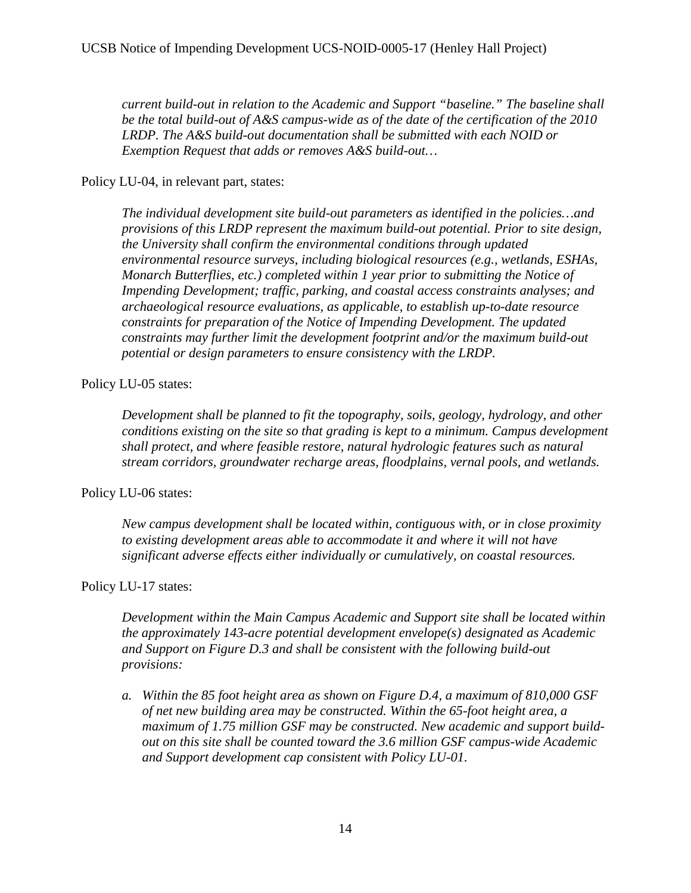*current build-out in relation to the Academic and Support "baseline." The baseline shall be the total build-out of A&S campus-wide as of the date of the certification of the 2010 LRDP. The A&S build-out documentation shall be submitted with each NOID or Exemption Request that adds or removes A&S build-out…*

Policy LU-04, in relevant part, states:

> *The individual development site build-out parameters as identified in the policies…and provisions of this LRDP represent the maximum build-out potential. Prior to site design, the University shall confirm the environmental conditions through updated environmental resource surveys, including biological resources (e.g., wetlands, ESHAs, Monarch Butterflies, etc.) completed within 1 year prior to submitting the Notice of Impending Development; traffic, parking, and coastal access constraints analyses; and archaeological resource evaluations, as applicable, to establish up-to-date resource constraints for preparation of the Notice of Impending Development. The updated constraints may further limit the development footprint and/or the maximum build-out potential or design parameters to ensure consistency with the LRDP.*

Policy LU-05 states:

> *Development shall be planned to fit the topography, soils, geology, hydrology, and other conditions existing on the site so that grading is kept to a minimum. Campus development shall protect, and where feasible restore, natural hydrologic features such as natural stream corridors, groundwater recharge areas, floodplains, vernal pools, and wetlands.*

Policy LU-06 states:

> *New campus development shall be located within, contiguous with, or in close proximity to existing development areas able to accommodate it and where it will not have significant adverse effects either individually or cumulatively, on coastal resources.*

Policy LU-17 states:

> *Development within the Main Campus Academic and Support site shall be located within the approximately 143-acre potential development envelope(s) designated as Academic and Support on Figure D.3 and shall be consistent with the following build-out provisions:*
>
> *a. Within the 85 foot height area as shown on Figure D.4, a maximum of 810,000 GSF of net new building area may be constructed. Within the 65-foot height area, a maximum of 1.75 million GSF may be constructed. New academic and support build-out on this site shall be counted toward the 3.6 million GSF campus-wide Academic and Support development cap consistent with Policy LU-01.*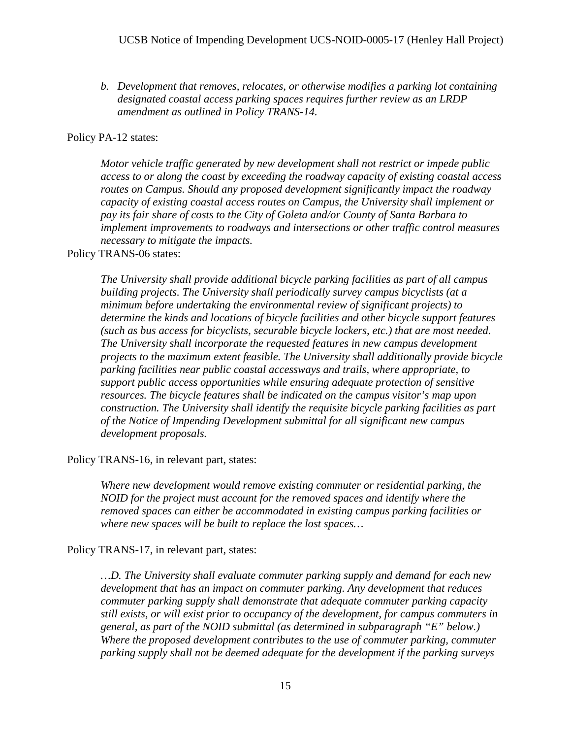*b. Development that removes, relocates, or otherwise modifies a parking lot containing designated coastal access parking spaces requires further review as an LRDP amendment as outlined in Policy TRANS-14.*

Policy PA-12 states:

> *Motor vehicle traffic generated by new development shall not restrict or impede public access to or along the coast by exceeding the roadway capacity of existing coastal access routes on Campus. Should any proposed development significantly impact the roadway capacity of existing coastal access routes on Campus, the University shall implement or pay its fair share of costs to the City of Goleta and/or County of Santa Barbara to implement improvements to roadways and intersections or other traffic control measures necessary to mitigate the impacts.*

Policy TRANS-06 states:

> *The University shall provide additional bicycle parking facilities as part of all campus building projects. The University shall periodically survey campus bicyclists (at a minimum before undertaking the environmental review of significant projects) to determine the kinds and locations of bicycle facilities and other bicycle support features (such as bus access for bicyclists, securable bicycle lockers, etc.) that are most needed. The University shall incorporate the requested features in new campus development projects to the maximum extent feasible. The University shall additionally provide bicycle parking facilities near public coastal accessways and trails, where appropriate, to support public access opportunities while ensuring adequate protection of sensitive resources. The bicycle features shall be indicated on the campus visitor's map upon construction. The University shall identify the requisite bicycle parking facilities as part of the Notice of Impending Development submittal for all significant new campus development proposals.*

Policy TRANS-16, in relevant part, states:

> *Where new development would remove existing commuter or residential parking, the NOID for the project must account for the removed spaces and identify where the removed spaces can either be accommodated in existing campus parking facilities or where new spaces will be built to replace the lost spaces…*

Policy TRANS-17, in relevant part, states:

> *…D. The University shall evaluate commuter parking supply and demand for each new development that has an impact on commuter parking. Any development that reduces commuter parking supply shall demonstrate that adequate commuter parking capacity still exists, or will exist prior to occupancy of the development, for campus commuters in general, as part of the NOID submittal (as determined in subparagraph "E" below.) Where the proposed development contributes to the use of commuter parking, commuter parking supply shall not be deemed adequate for the development if the parking surveys*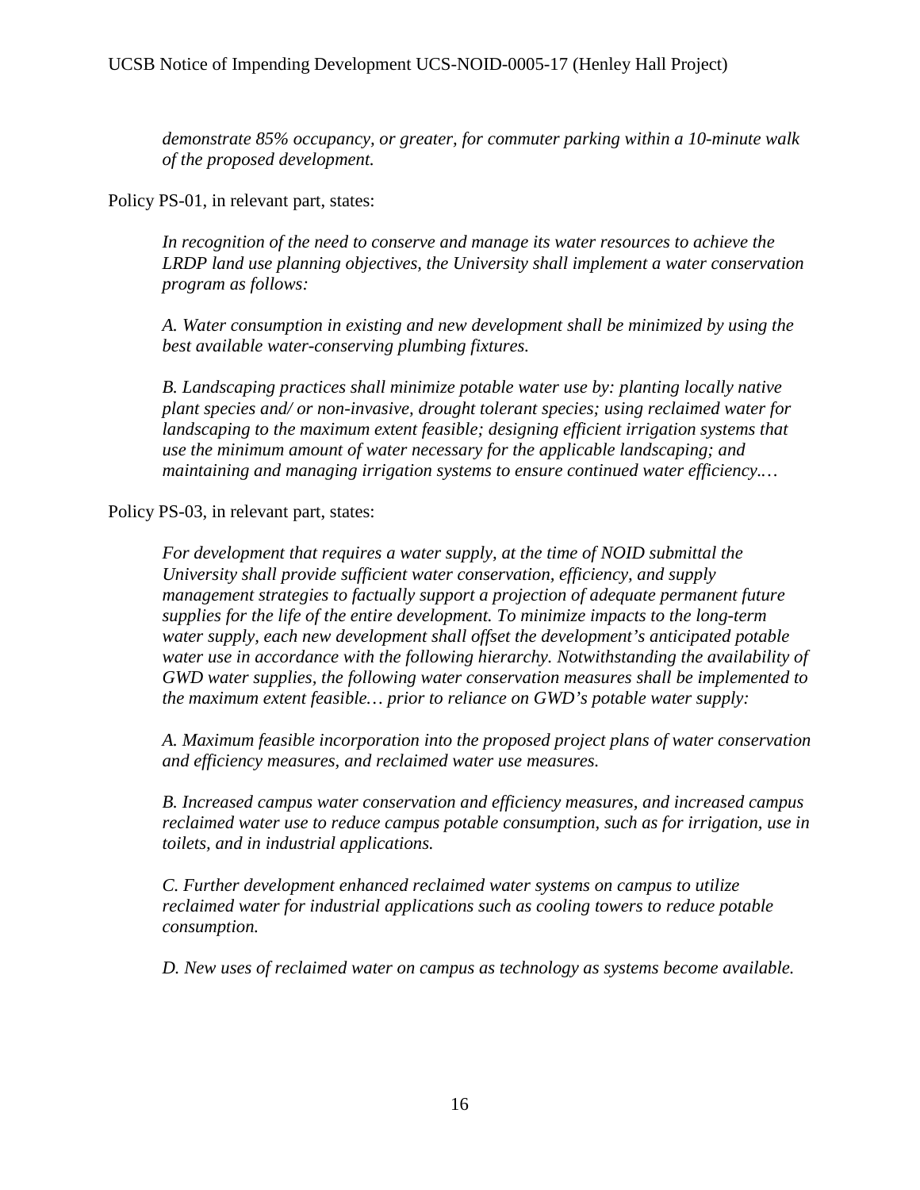*demonstrate 85% occupancy, or greater, for commuter parking within a 10-minute walk of the proposed development.*

Policy PS-01, in relevant part, states:

> *In recognition of the need to conserve and manage its water resources to achieve the LRDP land use planning objectives, the University shall implement a water conservation program as follows:*
>
> *A. Water consumption in existing and new development shall be minimized by using the best available water-conserving plumbing fixtures.*
>
> *B. Landscaping practices shall minimize potable water use by: planting locally native plant species and/ or non-invasive, drought tolerant species; using reclaimed water for landscaping to the maximum extent feasible; designing efficient irrigation systems that use the minimum amount of water necessary for the applicable landscaping; and maintaining and managing irrigation systems to ensure continued water efficiency.…*

Policy PS-03, in relevant part, states:

> *For development that requires a water supply, at the time of NOID submittal the University shall provide sufficient water conservation, efficiency, and supply management strategies to factually support a projection of adequate permanent future supplies for the life of the entire development. To minimize impacts to the long-term water supply, each new development shall offset the development's anticipated potable water use in accordance with the following hierarchy. Notwithstanding the availability of GWD water supplies, the following water conservation measures shall be implemented to the maximum extent feasible… prior to reliance on GWD's potable water supply:*
>
> *A. Maximum feasible incorporation into the proposed project plans of water conservation and efficiency measures, and reclaimed water use measures.*
>
> *B. Increased campus water conservation and efficiency measures, and increased campus reclaimed water use to reduce campus potable consumption, such as for irrigation, use in toilets, and in industrial applications.*
>
> *C. Further development enhanced reclaimed water systems on campus to utilize reclaimed water for industrial applications such as cooling towers to reduce potable consumption.*
>
> *D. New uses of reclaimed water on campus as technology as systems become available.*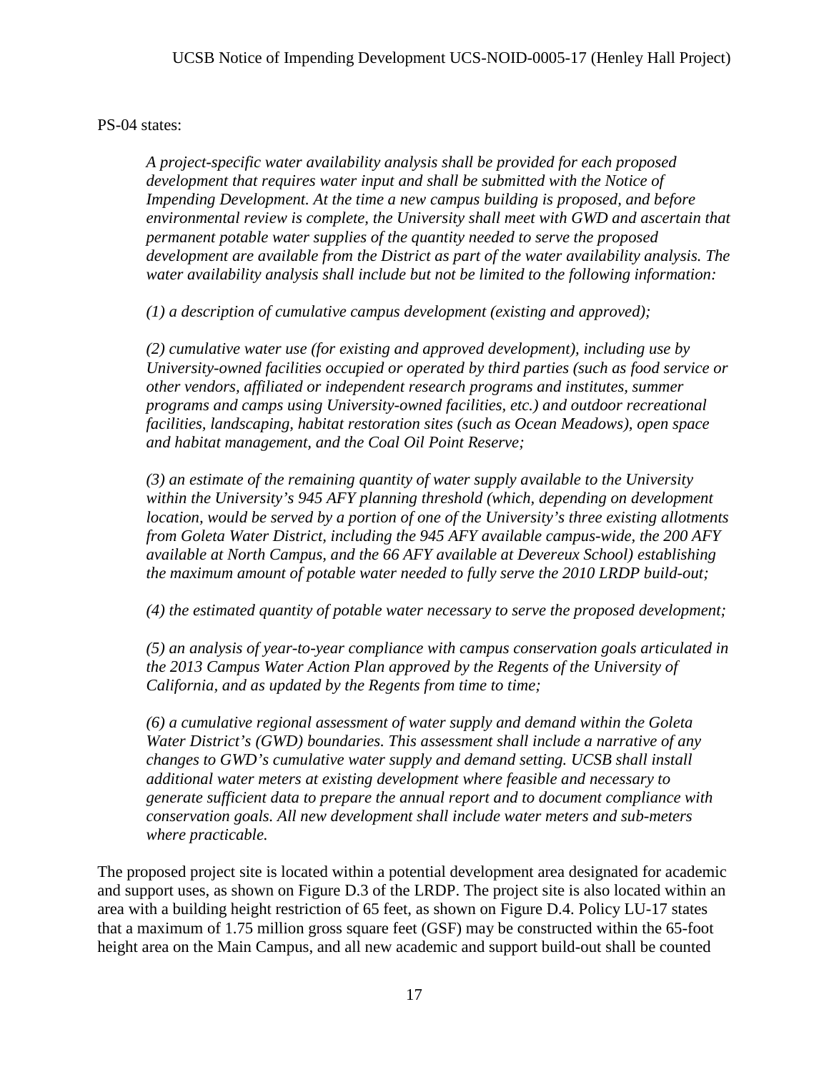PS-04 states:

> *A project-specific water availability analysis shall be provided for each proposed development that requires water input and shall be submitted with the Notice of Impending Development. At the time a new campus building is proposed, and before environmental review is complete, the University shall meet with GWD and ascertain that permanent potable water supplies of the quantity needed to serve the proposed development are available from the District as part of the water availability analysis. The water availability analysis shall include but not be limited to the following information:*
>
> *(1) a description of cumulative campus development (existing and approved);*
>
> *(2) cumulative water use (for existing and approved development), including use by University-owned facilities occupied or operated by third parties (such as food service or other vendors, affiliated or independent research programs and institutes, summer programs and camps using University-owned facilities, etc.) and outdoor recreational facilities, landscaping, habitat restoration sites (such as Ocean Meadows), open space and habitat management, and the Coal Oil Point Reserve;*
>
> *(3) an estimate of the remaining quantity of water supply available to the University within the University's 945 AFY planning threshold (which, depending on development location, would be served by a portion of one of the University's three existing allotments from Goleta Water District, including the 945 AFY available campus-wide, the 200 AFY available at North Campus, and the 66 AFY available at Devereux School) establishing the maximum amount of potable water needed to fully serve the 2010 LRDP build-out;*
>
> *(4) the estimated quantity of potable water necessary to serve the proposed development;*
>
> *(5) an analysis of year-to-year compliance with campus conservation goals articulated in the 2013 Campus Water Action Plan approved by the Regents of the University of California, and as updated by the Regents from time to time;*
>
> *(6) a cumulative regional assessment of water supply and demand within the Goleta Water District's (GWD) boundaries. This assessment shall include a narrative of any changes to GWD's cumulative water supply and demand setting. UCSB shall install additional water meters at existing development where feasible and necessary to generate sufficient data to prepare the annual report and to document compliance with conservation goals. All new development shall include water meters and sub-meters where practicable.*

The proposed project site is located within a potential development area designated for academic and support uses, as shown on Figure D.3 of the LRDP. The project site is also located within an area with a building height restriction of 65 feet, as shown on Figure D.4. Policy LU-17 states that a maximum of 1.75 million gross square feet (GSF) may be constructed within the 65-foot height area on the Main Campus, and all new academic and support build-out shall be counted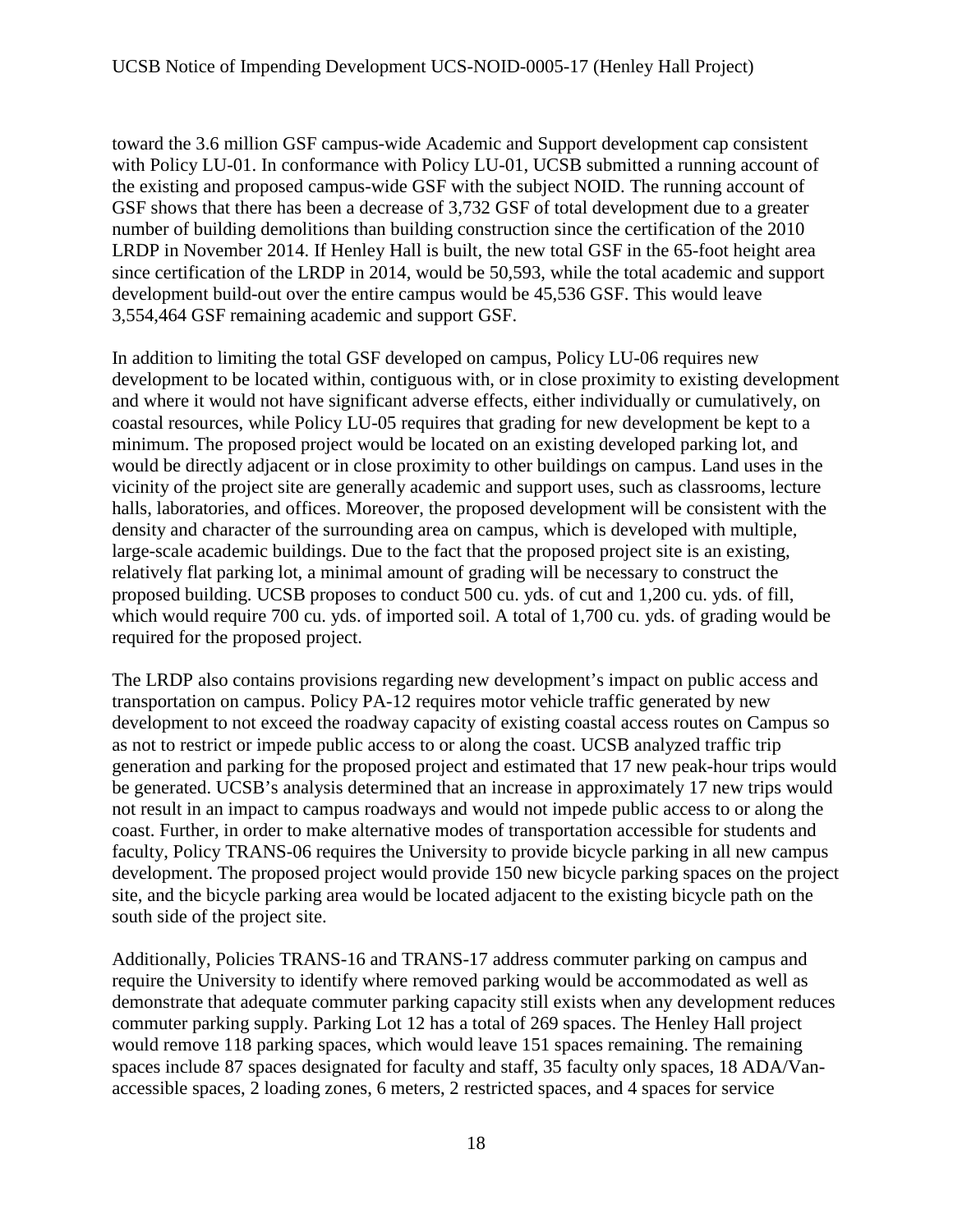toward the 3.6 million GSF campus-wide Academic and Support development cap consistent with Policy LU-01. In conformance with Policy LU-01, UCSB submitted a running account of the existing and proposed campus-wide GSF with the subject NOID. The running account of GSF shows that there has been a decrease of 3,732 GSF of total development due to a greater number of building demolitions than building construction since the certification of the 2010 LRDP in November 2014. If Henley Hall is built, the new total GSF in the 65-foot height area since certification of the LRDP in 2014, would be 50,593, while the total academic and support development build-out over the entire campus would be 45,536 GSF. This would leave 3,554,464 GSF remaining academic and support GSF.

In addition to limiting the total GSF developed on campus, Policy LU-06 requires new development to be located within, contiguous with, or in close proximity to existing development and where it would not have significant adverse effects, either individually or cumulatively, on coastal resources, while Policy LU-05 requires that grading for new development be kept to a minimum. The proposed project would be located on an existing developed parking lot, and would be directly adjacent or in close proximity to other buildings on campus. Land uses in the vicinity of the project site are generally academic and support uses, such as classrooms, lecture halls, laboratories, and offices. Moreover, the proposed development will be consistent with the density and character of the surrounding area on campus, which is developed with multiple, large-scale academic buildings. Due to the fact that the proposed project site is an existing, relatively flat parking lot, a minimal amount of grading will be necessary to construct the proposed building. UCSB proposes to conduct 500 cu. yds. of cut and 1,200 cu. yds. of fill, which would require 700 cu. yds. of imported soil. A total of 1,700 cu. yds. of grading would be required for the proposed project.

The LRDP also contains provisions regarding new development's impact on public access and transportation on campus. Policy PA-12 requires motor vehicle traffic generated by new development to not exceed the roadway capacity of existing coastal access routes on Campus so as not to restrict or impede public access to or along the coast. UCSB analyzed traffic trip generation and parking for the proposed project and estimated that 17 new peak-hour trips would be generated. UCSB's analysis determined that an increase in approximately 17 new trips would not result in an impact to campus roadways and would not impede public access to or along the coast. Further, in order to make alternative modes of transportation accessible for students and faculty, Policy TRANS-06 requires the University to provide bicycle parking in all new campus development. The proposed project would provide 150 new bicycle parking spaces on the project site, and the bicycle parking area would be located adjacent to the existing bicycle path on the south side of the project site.

Additionally, Policies TRANS-16 and TRANS-17 address commuter parking on campus and require the University to identify where removed parking would be accommodated as well as demonstrate that adequate commuter parking capacity still exists when any development reduces commuter parking supply. Parking Lot 12 has a total of 269 spaces. The Henley Hall project would remove 118 parking spaces, which would leave 151 spaces remaining. The remaining spaces include 87 spaces designated for faculty and staff, 35 faculty only spaces, 18 ADA/Van-accessible spaces, 2 loading zones, 6 meters, 2 restricted spaces, and 4 spaces for service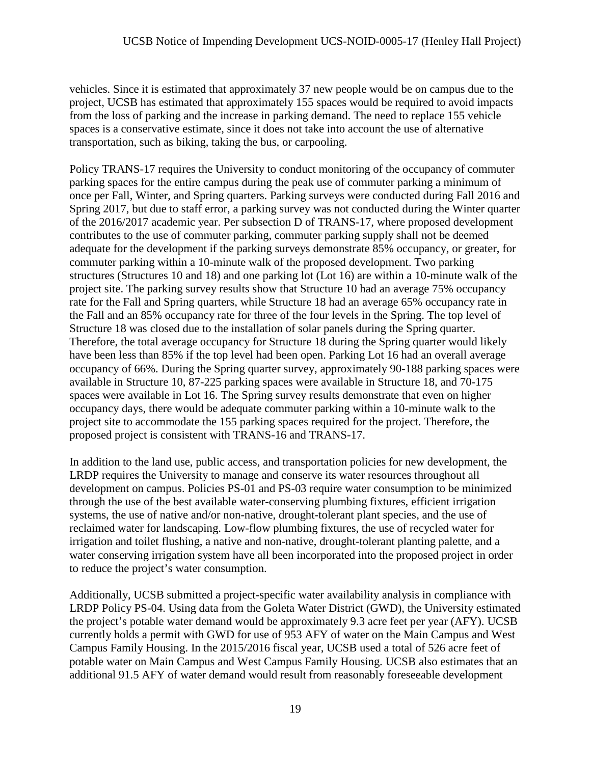vehicles. Since it is estimated that approximately 37 new people would be on campus due to the project, UCSB has estimated that approximately 155 spaces would be required to avoid impacts from the loss of parking and the increase in parking demand. The need to replace 155 vehicle spaces is a conservative estimate, since it does not take into account the use of alternative transportation, such as biking, taking the bus, or carpooling.

Policy TRANS-17 requires the University to conduct monitoring of the occupancy of commuter parking spaces for the entire campus during the peak use of commuter parking a minimum of once per Fall, Winter, and Spring quarters. Parking surveys were conducted during Fall 2016 and Spring 2017, but due to staff error, a parking survey was not conducted during the Winter quarter of the 2016/2017 academic year. Per subsection D of TRANS-17, where proposed development contributes to the use of commuter parking, commuter parking supply shall not be deemed adequate for the development if the parking surveys demonstrate 85% occupancy, or greater, for commuter parking within a 10-minute walk of the proposed development. Two parking structures (Structures 10 and 18) and one parking lot (Lot 16) are within a 10-minute walk of the project site. The parking survey results show that Structure 10 had an average 75% occupancy rate for the Fall and Spring quarters, while Structure 18 had an average 65% occupancy rate in the Fall and an 85% occupancy rate for three of the four levels in the Spring. The top level of Structure 18 was closed due to the installation of solar panels during the Spring quarter. Therefore, the total average occupancy for Structure 18 during the Spring quarter would likely have been less than 85% if the top level had been open. Parking Lot 16 had an overall average occupancy of 66%. During the Spring quarter survey, approximately 90-188 parking spaces were available in Structure 10, 87-225 parking spaces were available in Structure 18, and 70-175 spaces were available in Lot 16. The Spring survey results demonstrate that even on higher occupancy days, there would be adequate commuter parking within a 10-minute walk to the project site to accommodate the 155 parking spaces required for the project. Therefore, the proposed project is consistent with TRANS-16 and TRANS-17.

In addition to the land use, public access, and transportation policies for new development, the LRDP requires the University to manage and conserve its water resources throughout all development on campus. Policies PS-01 and PS-03 require water consumption to be minimized through the use of the best available water-conserving plumbing fixtures, efficient irrigation systems, the use of native and/or non-native, drought-tolerant plant species, and the use of reclaimed water for landscaping. Low-flow plumbing fixtures, the use of recycled water for irrigation and toilet flushing, a native and non-native, drought-tolerant planting palette, and a water conserving irrigation system have all been incorporated into the proposed project in order to reduce the project's water consumption.

Additionally, UCSB submitted a project-specific water availability analysis in compliance with LRDP Policy PS-04. Using data from the Goleta Water District (GWD), the University estimated the project's potable water demand would be approximately 9.3 acre feet per year (AFY). UCSB currently holds a permit with GWD for use of 953 AFY of water on the Main Campus and West Campus Family Housing. In the 2015/2016 fiscal year, UCSB used a total of 526 acre feet of potable water on Main Campus and West Campus Family Housing. UCSB also estimates that an additional 91.5 AFY of water demand would result from reasonably foreseeable development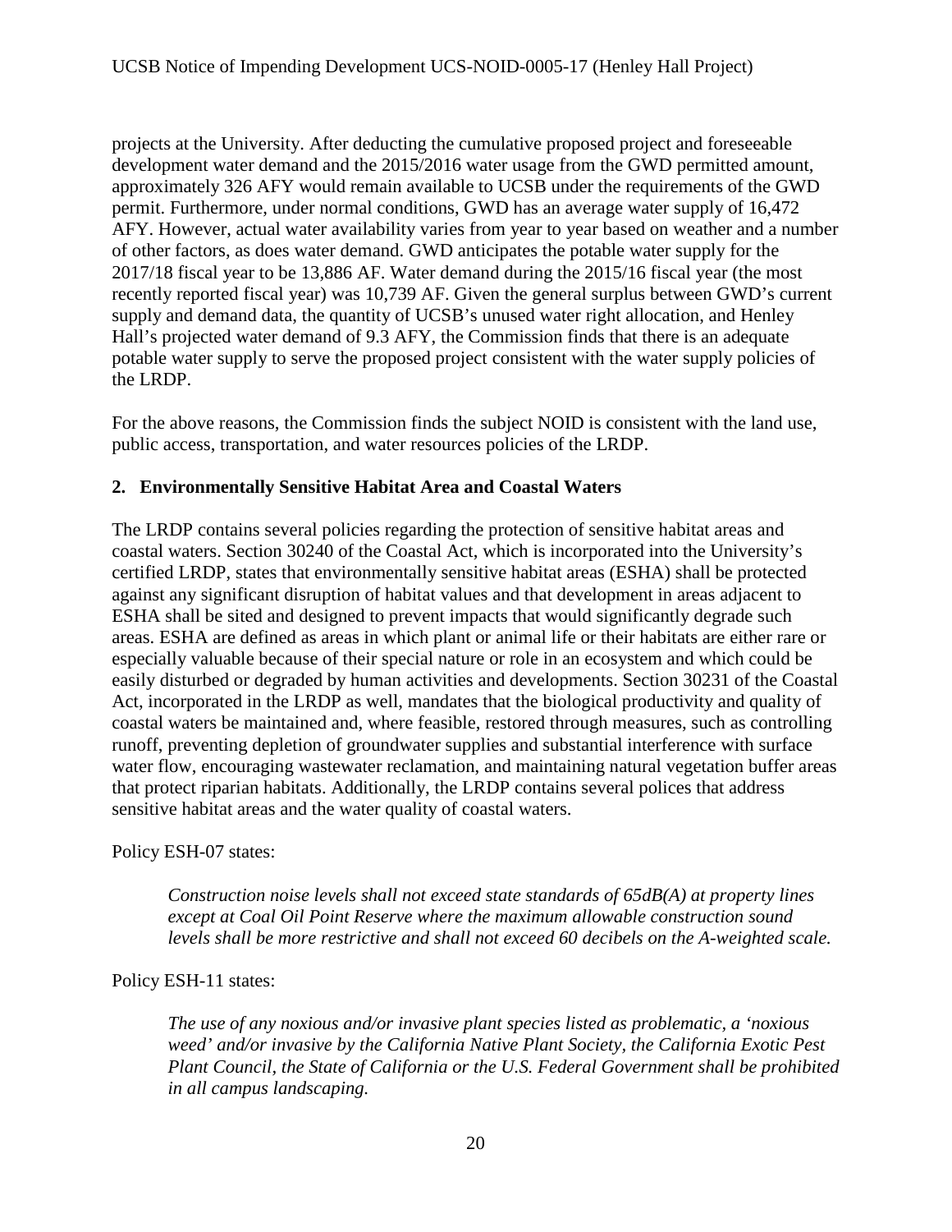projects at the University. After deducting the cumulative proposed project and foreseeable development water demand and the 2015/2016 water usage from the GWD permitted amount, approximately 326 AFY would remain available to UCSB under the requirements of the GWD permit. Furthermore, under normal conditions, GWD has an average water supply of 16,472 AFY. However, actual water availability varies from year to year based on weather and a number of other factors, as does water demand. GWD anticipates the potable water supply for the 2017/18 fiscal year to be 13,886 AF. Water demand during the 2015/16 fiscal year (the most recently reported fiscal year) was 10,739 AF. Given the general surplus between GWD's current supply and demand data, the quantity of UCSB's unused water right allocation, and Henley Hall's projected water demand of 9.3 AFY, the Commission finds that there is an adequate potable water supply to serve the proposed project consistent with the water supply policies of the LRDP.

For the above reasons, the Commission finds the subject NOID is consistent with the land use, public access, transportation, and water resources policies of the LRDP.

## 2. Environmentally Sensitive Habitat Area and Coastal Waters

The LRDP contains several policies regarding the protection of sensitive habitat areas and coastal waters. Section 30240 of the Coastal Act, which is incorporated into the University's certified LRDP, states that environmentally sensitive habitat areas (ESHA) shall be protected against any significant disruption of habitat values and that development in areas adjacent to ESHA shall be sited and designed to prevent impacts that would significantly degrade such areas. ESHA are defined as areas in which plant or animal life or their habitats are either rare or especially valuable because of their special nature or role in an ecosystem and which could be easily disturbed or degraded by human activities and developments. Section 30231 of the Coastal Act, incorporated in the LRDP as well, mandates that the biological productivity and quality of coastal waters be maintained and, where feasible, restored through measures, such as controlling runoff, preventing depletion of groundwater supplies and substantial interference with surface water flow, encouraging wastewater reclamation, and maintaining natural vegetation buffer areas that protect riparian habitats. Additionally, the LRDP contains several polices that address sensitive habitat areas and the water quality of coastal waters.

Policy ESH-07 states:

> *Construction noise levels shall not exceed state standards of 65dB(A) at property lines except at Coal Oil Point Reserve where the maximum allowable construction sound levels shall be more restrictive and shall not exceed 60 decibels on the A-weighted scale.*

Policy ESH-11 states:

> *The use of any noxious and/or invasive plant species listed as problematic, a 'noxious weed' and/or invasive by the California Native Plant Society, the California Exotic Pest Plant Council, the State of California or the U.S. Federal Government shall be prohibited in all campus landscaping.*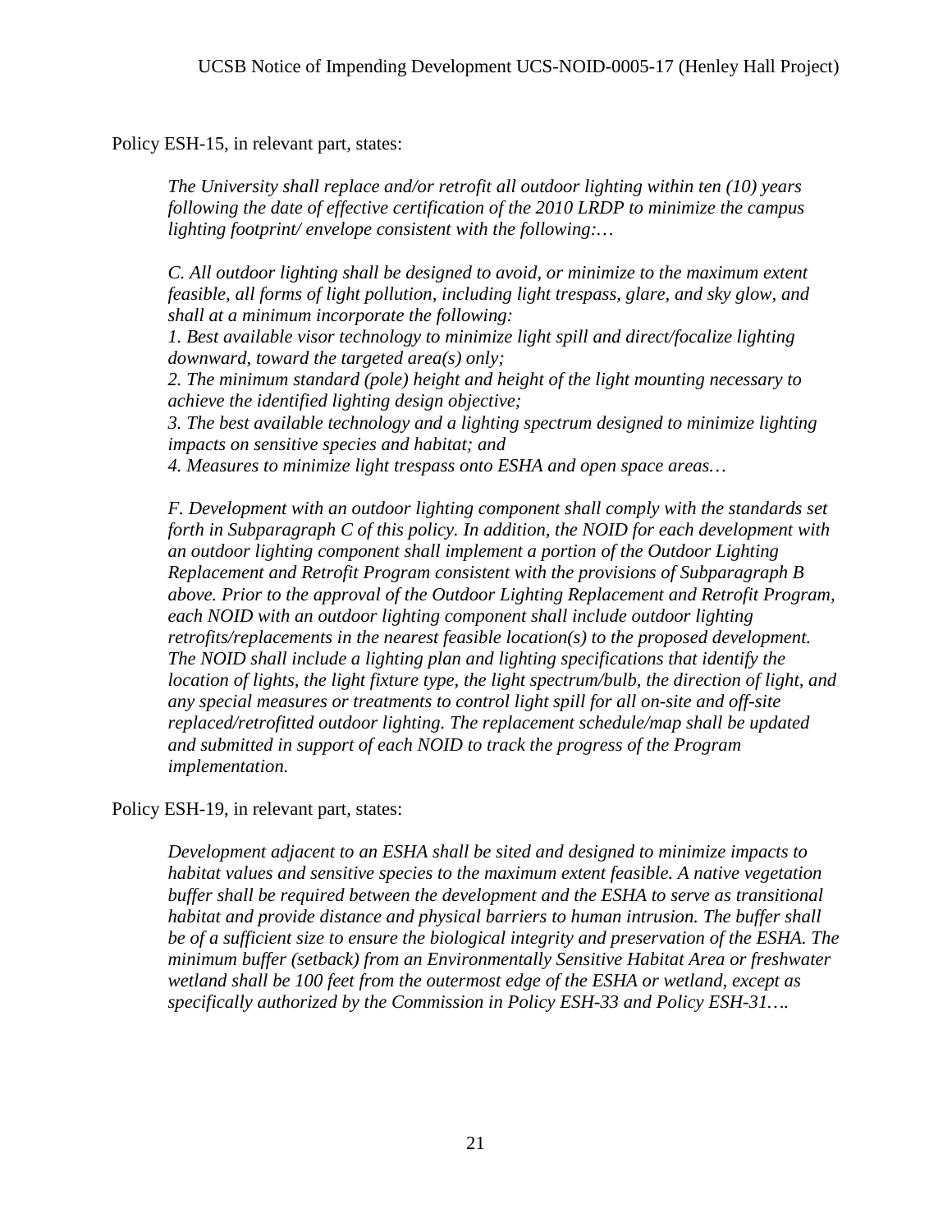Policy ESH-15, in relevant part, states:

> *The University shall replace and/or retrofit all outdoor lighting within ten (10) years following the date of effective certification of the 2010 LRDP to minimize the campus lighting footprint/ envelope consistent with the following:…*
>
> *C. All outdoor lighting shall be designed to avoid, or minimize to the maximum extent feasible, all forms of light pollution, including light trespass, glare, and sky glow, and shall at a minimum incorporate the following:*
> *1. Best available visor technology to minimize light spill and direct/focalize lighting downward, toward the targeted area(s) only;*
> *2. The minimum standard (pole) height and height of the light mounting necessary to achieve the identified lighting design objective;*
> *3. The best available technology and a lighting spectrum designed to minimize lighting impacts on sensitive species and habitat; and*
> *4. Measures to minimize light trespass onto ESHA and open space areas…*
>
> *F. Development with an outdoor lighting component shall comply with the standards set forth in Subparagraph C of this policy. In addition, the NOID for each development with an outdoor lighting component shall implement a portion of the Outdoor Lighting Replacement and Retrofit Program consistent with the provisions of Subparagraph B above. Prior to the approval of the Outdoor Lighting Replacement and Retrofit Program, each NOID with an outdoor lighting component shall include outdoor lighting retrofits/replacements in the nearest feasible location(s) to the proposed development. The NOID shall include a lighting plan and lighting specifications that identify the location of lights, the light fixture type, the light spectrum/bulb, the direction of light, and any special measures or treatments to control light spill for all on-site and off-site replaced/retrofitted outdoor lighting. The replacement schedule/map shall be updated and submitted in support of each NOID to track the progress of the Program implementation.*

Policy ESH-19, in relevant part, states:

> *Development adjacent to an ESHA shall be sited and designed to minimize impacts to habitat values and sensitive species to the maximum extent feasible. A native vegetation buffer shall be required between the development and the ESHA to serve as transitional habitat and provide distance and physical barriers to human intrusion. The buffer shall be of a sufficient size to ensure the biological integrity and preservation of the ESHA. The minimum buffer (setback) from an Environmentally Sensitive Habitat Area or freshwater wetland shall be 100 feet from the outermost edge of the ESHA or wetland, except as specifically authorized by the Commission in Policy ESH-33 and Policy ESH-31….*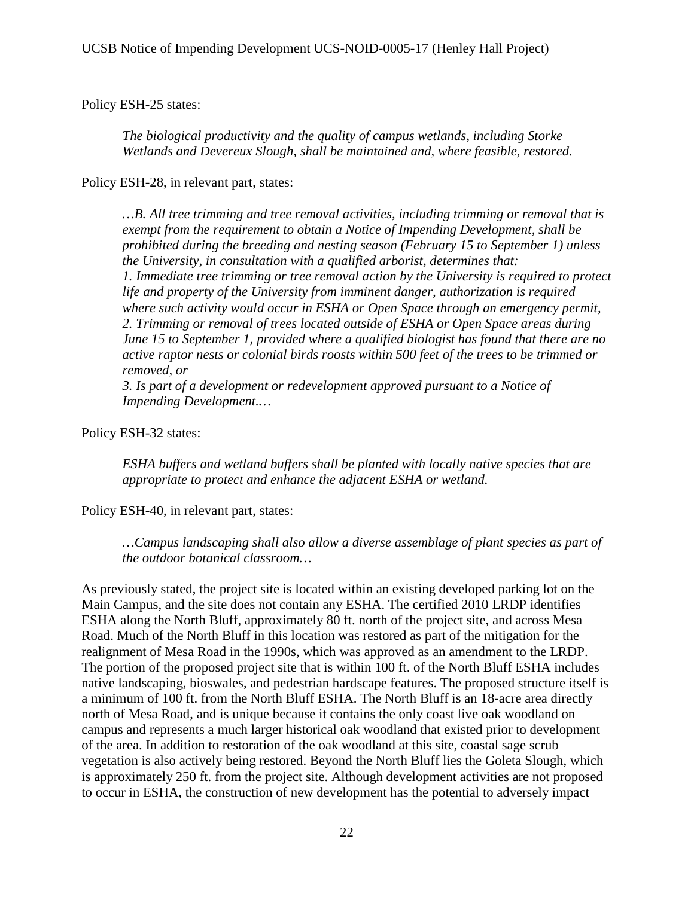Policy ESH-25 states:

> *The biological productivity and the quality of campus wetlands, including Storke Wetlands and Devereux Slough, shall be maintained and, where feasible, restored.*

Policy ESH-28, in relevant part, states:

> *…B. All tree trimming and tree removal activities, including trimming or removal that is exempt from the requirement to obtain a Notice of Impending Development, shall be prohibited during the breeding and nesting season (February 15 to September 1) unless the University, in consultation with a qualified arborist, determines that:*
> *1. Immediate tree trimming or tree removal action by the University is required to protect life and property of the University from imminent danger, authorization is required where such activity would occur in ESHA or Open Space through an emergency permit,*
> *2. Trimming or removal of trees located outside of ESHA or Open Space areas during June 15 to September 1, provided where a qualified biologist has found that there are no active raptor nests or colonial birds roosts within 500 feet of the trees to be trimmed or removed, or*
> *3. Is part of a development or redevelopment approved pursuant to a Notice of Impending Development.…*

Policy ESH-32 states:

> *ESHA buffers and wetland buffers shall be planted with locally native species that are appropriate to protect and enhance the adjacent ESHA or wetland.*

Policy ESH-40, in relevant part, states:

> *…Campus landscaping shall also allow a diverse assemblage of plant species as part of the outdoor botanical classroom…*

As previously stated, the project site is located within an existing developed parking lot on the Main Campus, and the site does not contain any ESHA. The certified 2010 LRDP identifies ESHA along the North Bluff, approximately 80 ft. north of the project site, and across Mesa Road. Much of the North Bluff in this location was restored as part of the mitigation for the realignment of Mesa Road in the 1990s, which was approved as an amendment to the LRDP. The portion of the proposed project site that is within 100 ft. of the North Bluff ESHA includes native landscaping, bioswales, and pedestrian hardscape features. The proposed structure itself is a minimum of 100 ft. from the North Bluff ESHA. The North Bluff is an 18-acre area directly north of Mesa Road, and is unique because it contains the only coast live oak woodland on campus and represents a much larger historical oak woodland that existed prior to development of the area. In addition to restoration of the oak woodland at this site, coastal sage scrub vegetation is also actively being restored. Beyond the North Bluff lies the Goleta Slough, which is approximately 250 ft. from the project site. Although development activities are not proposed to occur in ESHA, the construction of new development has the potential to adversely impact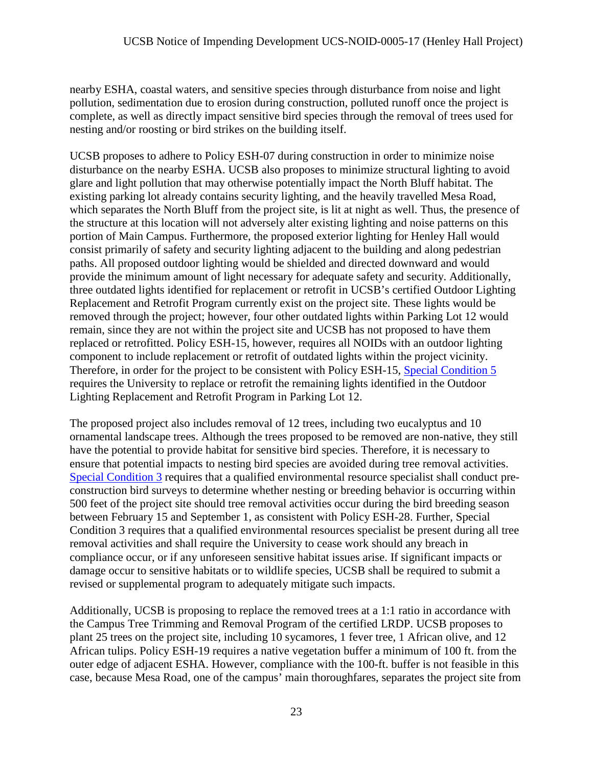nearby ESHA, coastal waters, and sensitive species through disturbance from noise and light pollution, sedimentation due to erosion during construction, polluted runoff once the project is complete, as well as directly impact sensitive bird species through the removal of trees used for nesting and/or roosting or bird strikes on the building itself.

UCSB proposes to adhere to Policy ESH-07 during construction in order to minimize noise disturbance on the nearby ESHA. UCSB also proposes to minimize structural lighting to avoid glare and light pollution that may otherwise potentially impact the North Bluff habitat. The existing parking lot already contains security lighting, and the heavily travelled Mesa Road, which separates the North Bluff from the project site, is lit at night as well. Thus, the presence of the structure at this location will not adversely alter existing lighting and noise patterns on this portion of Main Campus. Furthermore, the proposed exterior lighting for Henley Hall would consist primarily of safety and security lighting adjacent to the building and along pedestrian paths. All proposed outdoor lighting would be shielded and directed downward and would provide the minimum amount of light necessary for adequate safety and security. Additionally, three outdated lights identified for replacement or retrofit in UCSB's certified Outdoor Lighting Replacement and Retrofit Program currently exist on the project site. These lights would be removed through the project; however, four other outdated lights within Parking Lot 12 would remain, since they are not within the project site and UCSB has not proposed to have them replaced or retrofitted. Policy ESH-15, however, requires all NOIDs with an outdoor lighting component to include replacement or retrofit of outdated lights within the project vicinity. Therefore, in order for the project to be consistent with Policy ESH-15, Special Condition 5 requires the University to replace or retrofit the remaining lights identified in the Outdoor Lighting Replacement and Retrofit Program in Parking Lot 12.

The proposed project also includes removal of 12 trees, including two eucalyptus and 10 ornamental landscape trees. Although the trees proposed to be removed are non-native, they still have the potential to provide habitat for sensitive bird species. Therefore, it is necessary to ensure that potential impacts to nesting bird species are avoided during tree removal activities. Special Condition 3 requires that a qualified environmental resource specialist shall conduct pre-construction bird surveys to determine whether nesting or breeding behavior is occurring within 500 feet of the project site should tree removal activities occur during the bird breeding season between February 15 and September 1, as consistent with Policy ESH-28. Further, Special Condition 3 requires that a qualified environmental resources specialist be present during all tree removal activities and shall require the University to cease work should any breach in compliance occur, or if any unforeseen sensitive habitat issues arise. If significant impacts or damage occur to sensitive habitats or to wildlife species, UCSB shall be required to submit a revised or supplemental program to adequately mitigate such impacts.

Additionally, UCSB is proposing to replace the removed trees at a 1:1 ratio in accordance with the Campus Tree Trimming and Removal Program of the certified LRDP. UCSB proposes to plant 25 trees on the project site, including 10 sycamores, 1 fever tree, 1 African olive, and 12 African tulips. Policy ESH-19 requires a native vegetation buffer a minimum of 100 ft. from the outer edge of adjacent ESHA. However, compliance with the 100-ft. buffer is not feasible in this case, because Mesa Road, one of the campus' main thoroughfares, separates the project site from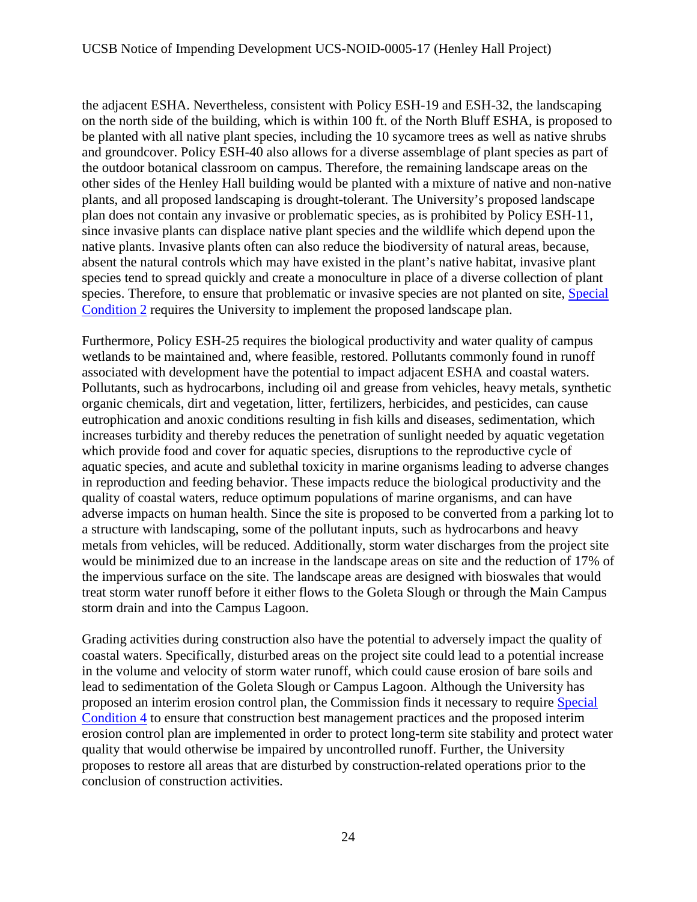the adjacent ESHA. Nevertheless, consistent with Policy ESH-19 and ESH-32, the landscaping on the north side of the building, which is within 100 ft. of the North Bluff ESHA, is proposed to be planted with all native plant species, including the 10 sycamore trees as well as native shrubs and groundcover. Policy ESH-40 also allows for a diverse assemblage of plant species as part of the outdoor botanical classroom on campus. Therefore, the remaining landscape areas on the other sides of the Henley Hall building would be planted with a mixture of native and non-native plants, and all proposed landscaping is drought-tolerant. The University's proposed landscape plan does not contain any invasive or problematic species, as is prohibited by Policy ESH-11, since invasive plants can displace native plant species and the wildlife which depend upon the native plants. Invasive plants often can also reduce the biodiversity of natural areas, because, absent the natural controls which may have existed in the plant's native habitat, invasive plant species tend to spread quickly and create a monoculture in place of a diverse collection of plant species. Therefore, to ensure that problematic or invasive species are not planted on site, Special Condition 2 requires the University to implement the proposed landscape plan.

Furthermore, Policy ESH-25 requires the biological productivity and water quality of campus wetlands to be maintained and, where feasible, restored. Pollutants commonly found in runoff associated with development have the potential to impact adjacent ESHA and coastal waters. Pollutants, such as hydrocarbons, including oil and grease from vehicles, heavy metals, synthetic organic chemicals, dirt and vegetation, litter, fertilizers, herbicides, and pesticides, can cause eutrophication and anoxic conditions resulting in fish kills and diseases, sedimentation, which increases turbidity and thereby reduces the penetration of sunlight needed by aquatic vegetation which provide food and cover for aquatic species, disruptions to the reproductive cycle of aquatic species, and acute and sublethal toxicity in marine organisms leading to adverse changes in reproduction and feeding behavior. These impacts reduce the biological productivity and the quality of coastal waters, reduce optimum populations of marine organisms, and can have adverse impacts on human health. Since the site is proposed to be converted from a parking lot to a structure with landscaping, some of the pollutant inputs, such as hydrocarbons and heavy metals from vehicles, will be reduced. Additionally, storm water discharges from the project site would be minimized due to an increase in the landscape areas on site and the reduction of 17% of the impervious surface on the site. The landscape areas are designed with bioswales that would treat storm water runoff before it either flows to the Goleta Slough or through the Main Campus storm drain and into the Campus Lagoon.

Grading activities during construction also have the potential to adversely impact the quality of coastal waters. Specifically, disturbed areas on the project site could lead to a potential increase in the volume and velocity of storm water runoff, which could cause erosion of bare soils and lead to sedimentation of the Goleta Slough or Campus Lagoon. Although the University has proposed an interim erosion control plan, the Commission finds it necessary to require Special Condition 4 to ensure that construction best management practices and the proposed interim erosion control plan are implemented in order to protect long-term site stability and protect water quality that would otherwise be impaired by uncontrolled runoff. Further, the University proposes to restore all areas that are disturbed by construction-related operations prior to the conclusion of construction activities.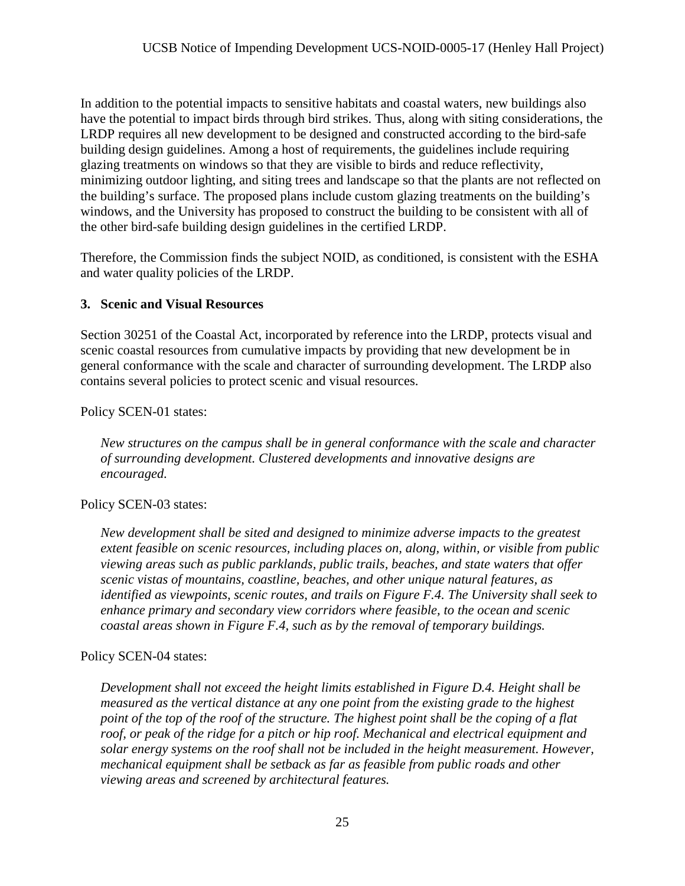In addition to the potential impacts to sensitive habitats and coastal waters, new buildings also have the potential to impact birds through bird strikes. Thus, along with siting considerations, the LRDP requires all new development to be designed and constructed according to the bird-safe building design guidelines. Among a host of requirements, the guidelines include requiring glazing treatments on windows so that they are visible to birds and reduce reflectivity, minimizing outdoor lighting, and siting trees and landscape so that the plants are not reflected on the building's surface. The proposed plans include custom glazing treatments on the building's windows, and the University has proposed to construct the building to be consistent with all of the other bird-safe building design guidelines in the certified LRDP.

Therefore, the Commission finds the subject NOID, as conditioned, is consistent with the ESHA and water quality policies of the LRDP.

### 3. Scenic and Visual Resources

Section 30251 of the Coastal Act, incorporated by reference into the LRDP, protects visual and scenic coastal resources from cumulative impacts by providing that new development be in general conformance with the scale and character of surrounding development. The LRDP also contains several policies to protect scenic and visual resources.

Policy SCEN-01 states:

> *New structures on the campus shall be in general conformance with the scale and character of surrounding development. Clustered developments and innovative designs are encouraged.*

Policy SCEN-03 states:

> *New development shall be sited and designed to minimize adverse impacts to the greatest extent feasible on scenic resources, including places on, along, within, or visible from public viewing areas such as public parklands, public trails, beaches, and state waters that offer scenic vistas of mountains, coastline, beaches, and other unique natural features, as identified as viewpoints, scenic routes, and trails on Figure F.4. The University shall seek to enhance primary and secondary view corridors where feasible, to the ocean and scenic coastal areas shown in Figure F.4, such as by the removal of temporary buildings.*

Policy SCEN-04 states:

> *Development shall not exceed the height limits established in Figure D.4. Height shall be measured as the vertical distance at any one point from the existing grade to the highest point of the top of the roof of the structure. The highest point shall be the coping of a flat roof, or peak of the ridge for a pitch or hip roof. Mechanical and electrical equipment and solar energy systems on the roof shall not be included in the height measurement. However, mechanical equipment shall be setback as far as feasible from public roads and other viewing areas and screened by architectural features.*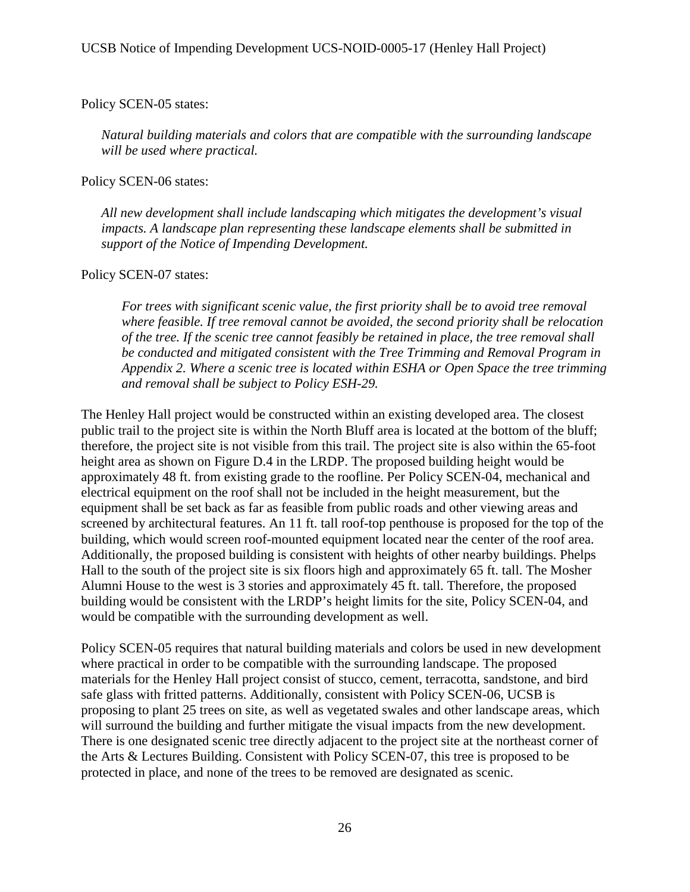Policy SCEN-05 states:

> *Natural building materials and colors that are compatible with the surrounding landscape will be used where practical.*

Policy SCEN-06 states:

> *All new development shall include landscaping which mitigates the development's visual impacts. A landscape plan representing these landscape elements shall be submitted in support of the Notice of Impending Development.*

Policy SCEN-07 states:

> *For trees with significant scenic value, the first priority shall be to avoid tree removal where feasible. If tree removal cannot be avoided, the second priority shall be relocation of the tree. If the scenic tree cannot feasibly be retained in place, the tree removal shall be conducted and mitigated consistent with the Tree Trimming and Removal Program in Appendix 2. Where a scenic tree is located within ESHA or Open Space the tree trimming and removal shall be subject to Policy ESH-29.*

The Henley Hall project would be constructed within an existing developed area. The closest public trail to the project site is within the North Bluff area is located at the bottom of the bluff; therefore, the project site is not visible from this trail. The project site is also within the 65-foot height area as shown on Figure D.4 in the LRDP. The proposed building height would be approximately 48 ft. from existing grade to the roofline. Per Policy SCEN-04, mechanical and electrical equipment on the roof shall not be included in the height measurement, but the equipment shall be set back as far as feasible from public roads and other viewing areas and screened by architectural features. An 11 ft. tall roof-top penthouse is proposed for the top of the building, which would screen roof-mounted equipment located near the center of the roof area. Additionally, the proposed building is consistent with heights of other nearby buildings. Phelps Hall to the south of the project site is six floors high and approximately 65 ft. tall. The Mosher Alumni House to the west is 3 stories and approximately 45 ft. tall. Therefore, the proposed building would be consistent with the LRDP's height limits for the site, Policy SCEN-04, and would be compatible with the surrounding development as well.

Policy SCEN-05 requires that natural building materials and colors be used in new development where practical in order to be compatible with the surrounding landscape. The proposed materials for the Henley Hall project consist of stucco, cement, terracotta, sandstone, and bird safe glass with fritted patterns. Additionally, consistent with Policy SCEN-06, UCSB is proposing to plant 25 trees on site, as well as vegetated swales and other landscape areas, which will surround the building and further mitigate the visual impacts from the new development. There is one designated scenic tree directly adjacent to the project site at the northeast corner of the Arts & Lectures Building. Consistent with Policy SCEN-07, this tree is proposed to be protected in place, and none of the trees to be removed are designated as scenic.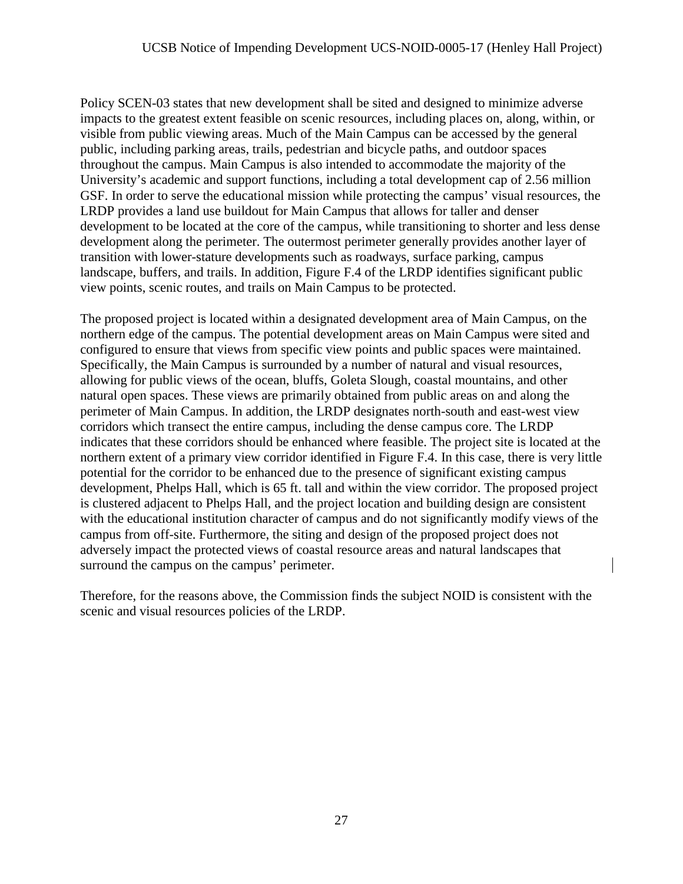Policy SCEN-03 states that new development shall be sited and designed to minimize adverse impacts to the greatest extent feasible on scenic resources, including places on, along, within, or visible from public viewing areas. Much of the Main Campus can be accessed by the general public, including parking areas, trails, pedestrian and bicycle paths, and outdoor spaces throughout the campus. Main Campus is also intended to accommodate the majority of the University's academic and support functions, including a total development cap of 2.56 million GSF. In order to serve the educational mission while protecting the campus' visual resources, the LRDP provides a land use buildout for Main Campus that allows for taller and denser development to be located at the core of the campus, while transitioning to shorter and less dense development along the perimeter. The outermost perimeter generally provides another layer of transition with lower-stature developments such as roadways, surface parking, campus landscape, buffers, and trails. In addition, Figure F.4 of the LRDP identifies significant public view points, scenic routes, and trails on Main Campus to be protected.

The proposed project is located within a designated development area of Main Campus, on the northern edge of the campus. The potential development areas on Main Campus were sited and configured to ensure that views from specific view points and public spaces were maintained. Specifically, the Main Campus is surrounded by a number of natural and visual resources, allowing for public views of the ocean, bluffs, Goleta Slough, coastal mountains, and other natural open spaces. These views are primarily obtained from public areas on and along the perimeter of Main Campus. In addition, the LRDP designates north-south and east-west view corridors which transect the entire campus, including the dense campus core. The LRDP indicates that these corridors should be enhanced where feasible. The project site is located at the northern extent of a primary view corridor identified in Figure F.4. In this case, there is very little potential for the corridor to be enhanced due to the presence of significant existing campus development, Phelps Hall, which is 65 ft. tall and within the view corridor. The proposed project is clustered adjacent to Phelps Hall, and the project location and building design are consistent with the educational institution character of campus and do not significantly modify views of the campus from off-site. Furthermore, the siting and design of the proposed project does not adversely impact the protected views of coastal resource areas and natural landscapes that surround the campus on the campus' perimeter.

Therefore, for the reasons above, the Commission finds the subject NOID is consistent with the scenic and visual resources policies of the LRDP.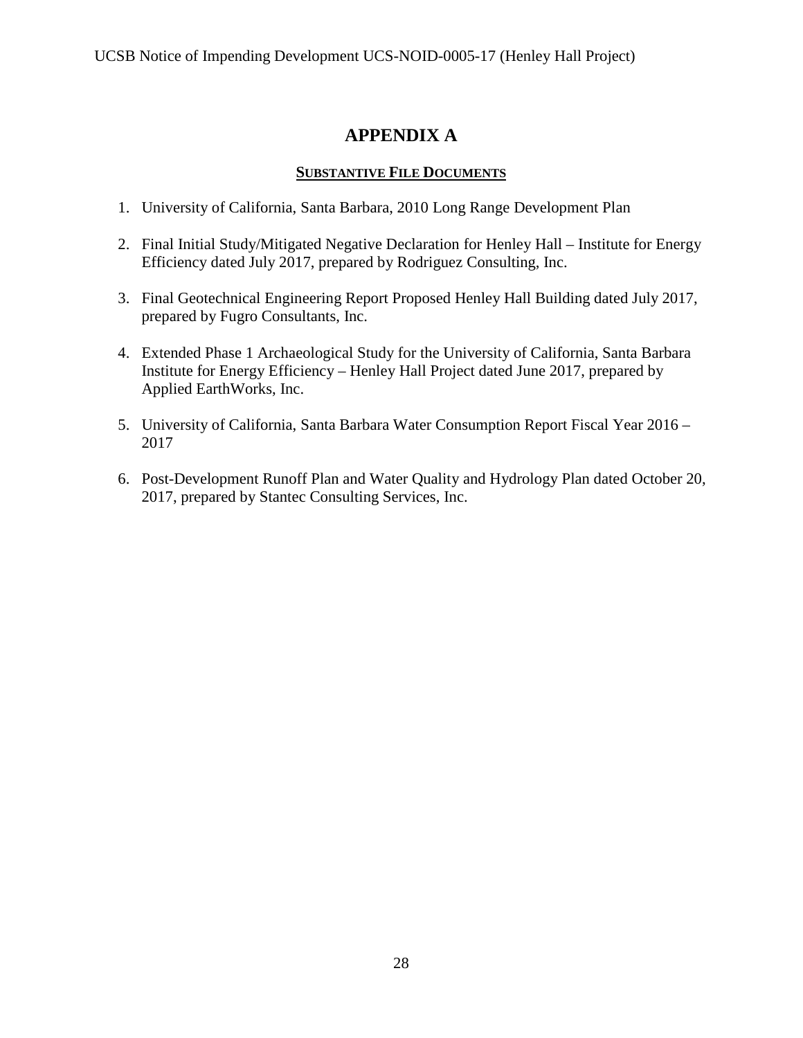# APPENDIX A

## SUBSTANTIVE FILE DOCUMENTS

1. University of California, Santa Barbara, 2010 Long Range Development Plan
2. Final Initial Study/Mitigated Negative Declaration for Henley Hall – Institute for Energy Efficiency dated July 2017, prepared by Rodriguez Consulting, Inc.
3. Final Geotechnical Engineering Report Proposed Henley Hall Building dated July 2017, prepared by Fugro Consultants, Inc.
4. Extended Phase 1 Archaeological Study for the University of California, Santa Barbara Institute for Energy Efficiency – Henley Hall Project dated June 2017, prepared by Applied EarthWorks, Inc.
5. University of California, Santa Barbara Water Consumption Report Fiscal Year 2016 – 2017
6. Post-Development Runoff Plan and Water Quality and Hydrology Plan dated October 20, 2017, prepared by Stantec Consulting Services, Inc.